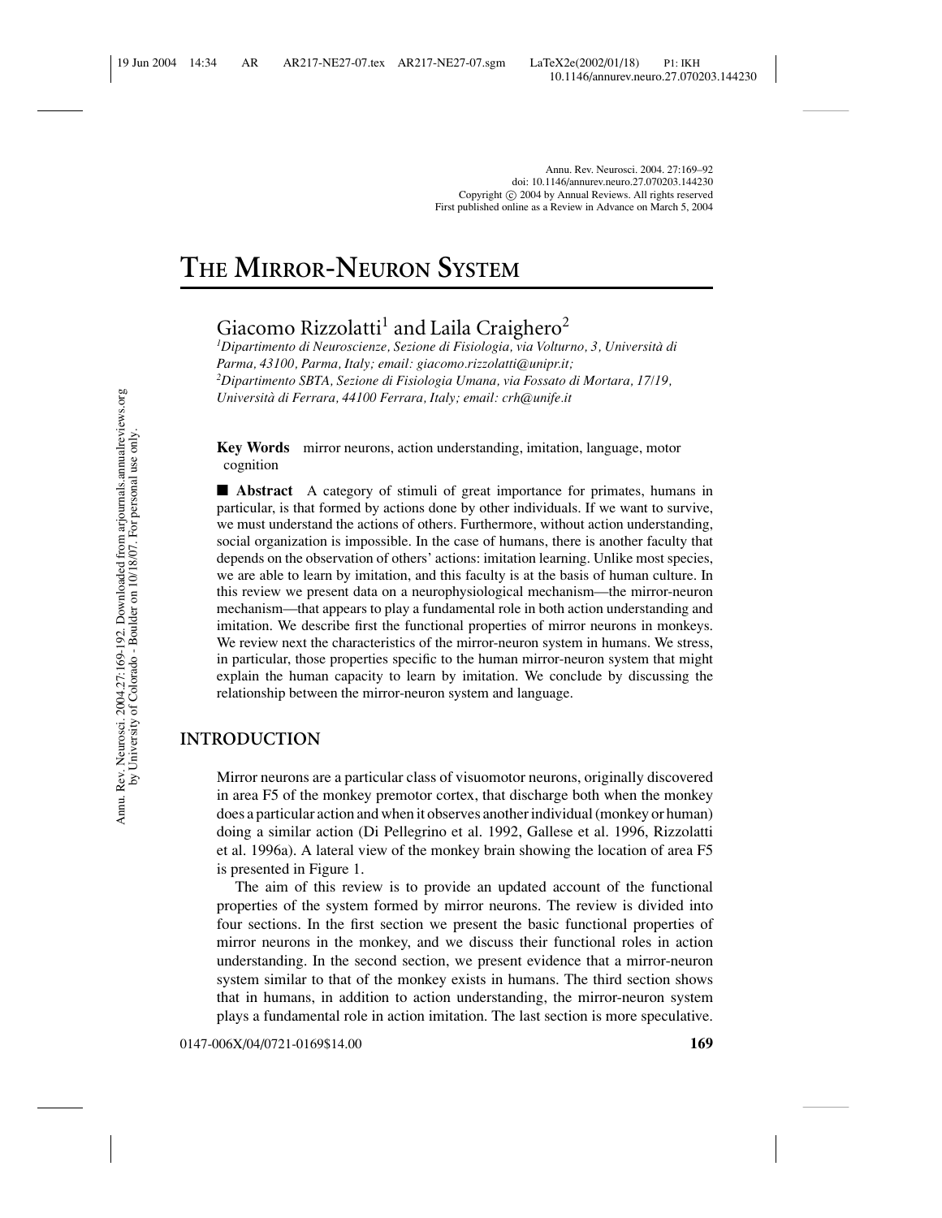# The Mirror-Neuron System

Giacomo Rizzolatti[1] and Laila Craighero[2]

[1]*Dipartimento di Neuroscienze, Sezione di Fisiologia, via Volturno, 3, Università di Parma, 43100, Parma, Italy; email: giacomo.rizzolatti@unipr.it;*
[2]*Dipartimento SBTA, Sezione di Fisiologia Umana, via Fossato di Mortara, 17/19, Università di Ferrara, 44100 Ferrara, Italy; email: crh@unife.it*

**Key Words** mirror neurons, action understanding, imitation, language, motor cognition

■ **Abstract** A category of stimuli of great importance for primates, humans in particular, is that formed by actions done by other individuals. If we want to survive, we must understand the actions of others. Furthermore, without action understanding, social organization is impossible. In the case of humans, there is another faculty that depends on the observation of others' actions: imitation learning. Unlike most species, we are able to learn by imitation, and this faculty is at the basis of human culture. In this review we present data on a neurophysiological mechanism—the mirror-neuron mechanism—that appears to play a fundamental role in both action understanding and imitation. We describe first the functional properties of mirror neurons in monkeys. We review next the characteristics of the mirror-neuron system in humans. We stress, in particular, those properties specific to the human mirror-neuron system that might explain the human capacity to learn by imitation. We conclude by discussing the relationship between the mirror-neuron system and language.

## INTRODUCTION

Mirror neurons are a particular class of visuomotor neurons, originally discovered in area F5 of the monkey premotor cortex, that discharge both when the monkey does a particular action and when it observes another individual (monkey or human) doing a similar action (Di Pellegrino et al. 1992, Gallese et al. 1996, Rizzolatti et al. 1996a). A lateral view of the monkey brain showing the location of area F5 is presented in Figure 1.

The aim of this review is to provide an updated account of the functional properties of the system formed by mirror neurons. The review is divided into four sections. In the first section we present the basic functional properties of mirror neurons in the monkey, and we discuss their functional roles in action understanding. In the second section, we present evidence that a mirror-neuron system similar to that of the monkey exists in humans. The third section shows that in humans, in addition to action understanding, the mirror-neuron system plays a fundamental role in action imitation. The last section is more speculative.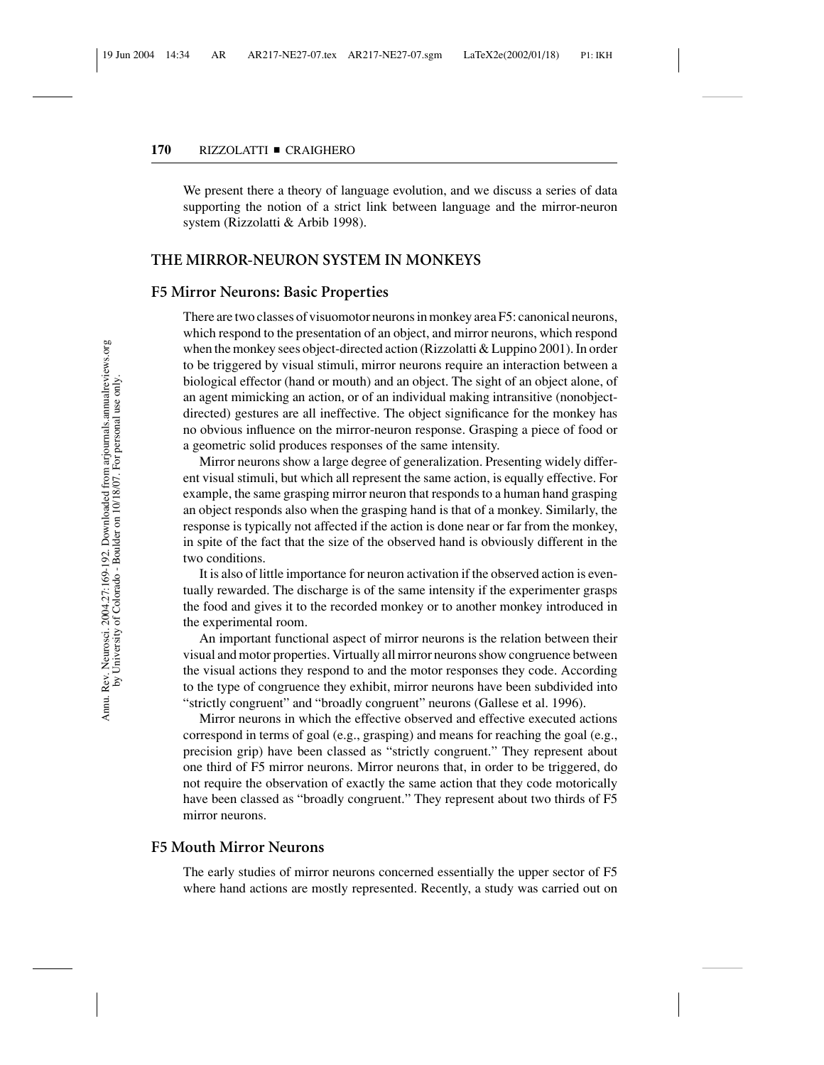We present there a theory of language evolution, and we discuss a series of data supporting the notion of a strict link between language and the mirror-neuron system (Rizzolatti & Arbib 1998).

## THE MIRROR-NEURON SYSTEM IN MONKEYS

### F5 Mirror Neurons: Basic Properties

There are two classes of visuomotor neurons in monkey area F5: canonical neurons, which respond to the presentation of an object, and mirror neurons, which respond when the monkey sees object-directed action (Rizzolatti & Luppino 2001). In order to be triggered by visual stimuli, mirror neurons require an interaction between a biological effector (hand or mouth) and an object. The sight of an object alone, of an agent mimicking an action, or of an individual making intransitive (nonobject-directed) gestures are all ineffective. The object significance for the monkey has no obvious influence on the mirror-neuron response. Grasping a piece of food or a geometric solid produces responses of the same intensity.

Mirror neurons show a large degree of generalization. Presenting widely different visual stimuli, but which all represent the same action, is equally effective. For example, the same grasping mirror neuron that responds to a human hand grasping an object responds also when the grasping hand is that of a monkey. Similarly, the response is typically not affected if the action is done near or far from the monkey, in spite of the fact that the size of the observed hand is obviously different in the two conditions.

It is also of little importance for neuron activation if the observed action is eventually rewarded. The discharge is of the same intensity if the experimenter grasps the food and gives it to the recorded monkey or to another monkey introduced in the experimental room.

An important functional aspect of mirror neurons is the relation between their visual and motor properties. Virtually all mirror neurons show congruence between the visual actions they respond to and the motor responses they code. According to the type of congruence they exhibit, mirror neurons have been subdivided into "strictly congruent" and "broadly congruent" neurons (Gallese et al. 1996).

Mirror neurons in which the effective observed and effective executed actions correspond in terms of goal (e.g., grasping) and means for reaching the goal (e.g., precision grip) have been classed as "strictly congruent." They represent about one third of F5 mirror neurons. Mirror neurons that, in order to be triggered, do not require the observation of exactly the same action that they code motorically have been classed as "broadly congruent." They represent about two thirds of F5 mirror neurons.

### F5 Mouth Mirror Neurons

The early studies of mirror neurons concerned essentially the upper sector of F5 where hand actions are mostly represented. Recently, a study was carried out on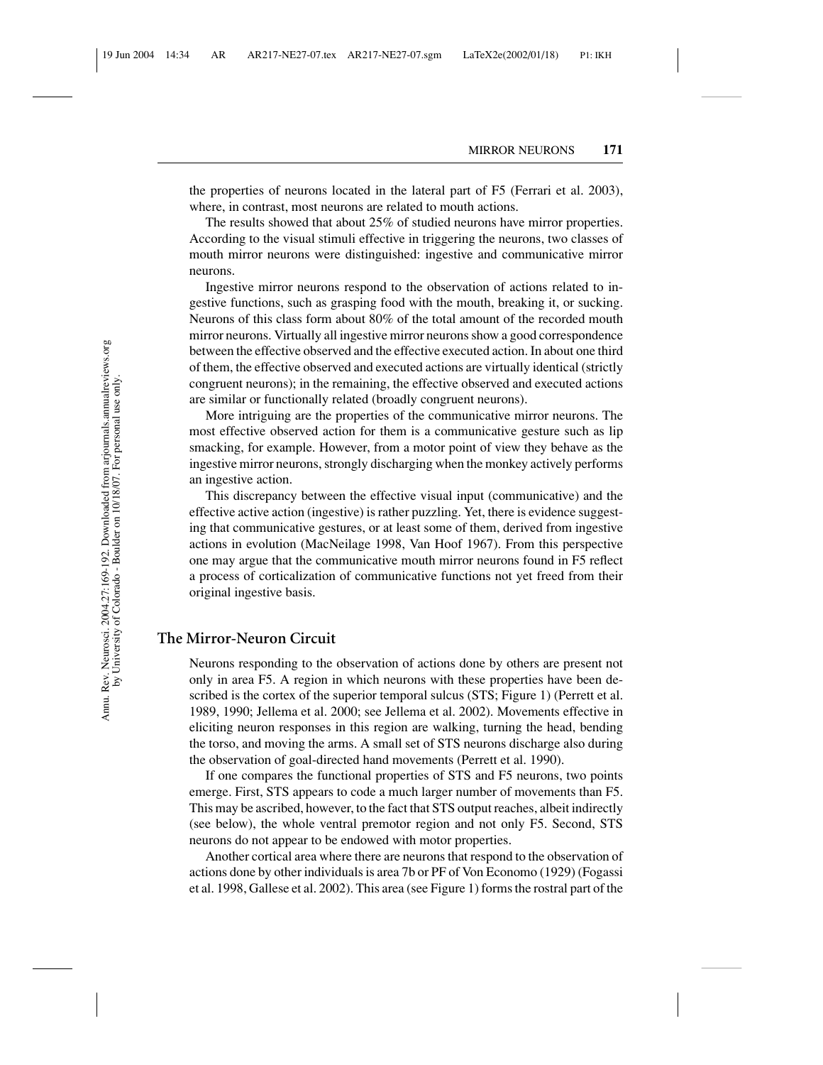the properties of neurons located in the lateral part of F5 (Ferrari et al. 2003), where, in contrast, most neurons are related to mouth actions.

The results showed that about 25% of studied neurons have mirror properties. According to the visual stimuli effective in triggering the neurons, two classes of mouth mirror neurons were distinguished: ingestive and communicative mirror neurons.

Ingestive mirror neurons respond to the observation of actions related to ingestive functions, such as grasping food with the mouth, breaking it, or sucking. Neurons of this class form about 80% of the total amount of the recorded mouth mirror neurons. Virtually all ingestive mirror neurons show a good correspondence between the effective observed and the effective executed action. In about one third of them, the effective observed and executed actions are virtually identical (strictly congruent neurons); in the remaining, the effective observed and executed actions are similar or functionally related (broadly congruent neurons).

More intriguing are the properties of the communicative mirror neurons. The most effective observed action for them is a communicative gesture such as lip smacking, for example. However, from a motor point of view they behave as the ingestive mirror neurons, strongly discharging when the monkey actively performs an ingestive action.

This discrepancy between the effective visual input (communicative) and the effective active action (ingestive) is rather puzzling. Yet, there is evidence suggesting that communicative gestures, or at least some of them, derived from ingestive actions in evolution (MacNeilage 1998, Van Hoof 1967). From this perspective one may argue that the communicative mouth mirror neurons found in F5 reflect a process of corticalization of communicative functions not yet freed from their original ingestive basis.

## The Mirror-Neuron Circuit

Neurons responding to the observation of actions done by others are present not only in area F5. A region in which neurons with these properties have been described is the cortex of the superior temporal sulcus (STS; Figure 1) (Perrett et al. 1989, 1990; Jellema et al. 2000; see Jellema et al. 2002). Movements effective in eliciting neuron responses in this region are walking, turning the head, bending the torso, and moving the arms. A small set of STS neurons discharge also during the observation of goal-directed hand movements (Perrett et al. 1990).

If one compares the functional properties of STS and F5 neurons, two points emerge. First, STS appears to code a much larger number of movements than F5. This may be ascribed, however, to the fact that STS output reaches, albeit indirectly (see below), the whole ventral premotor region and not only F5. Second, STS neurons do not appear to be endowed with motor properties.

Another cortical area where there are neurons that respond to the observation of actions done by other individuals is area 7b or PF of Von Economo (1929) (Fogassi et al. 1998, Gallese et al. 2002). This area (see Figure 1) forms the rostral part of the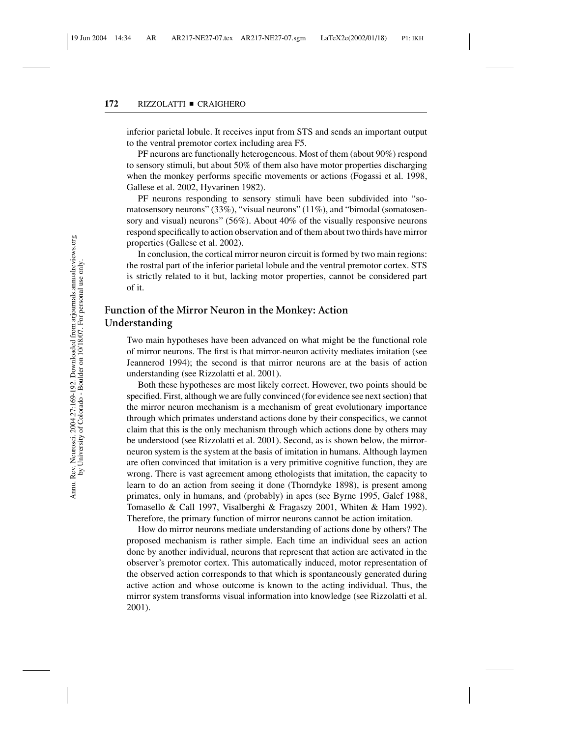inferior parietal lobule. It receives input from STS and sends an important output to the ventral premotor cortex including area F5.

PF neurons are functionally heterogeneous. Most of them (about 90%) respond to sensory stimuli, but about 50% of them also have motor properties discharging when the monkey performs specific movements or actions (Fogassi et al. 1998, Gallese et al. 2002, Hyvarinen 1982).

PF neurons responding to sensory stimuli have been subdivided into "somatosensory neurons" (33%), "visual neurons" (11%), and "bimodal (somatosensory and visual) neurons" (56%). About 40% of the visually responsive neurons respond specifically to action observation and of them about two thirds have mirror properties (Gallese et al. 2002).

In conclusion, the cortical mirror neuron circuit is formed by two main regions: the rostral part of the inferior parietal lobule and the ventral premotor cortex. STS is strictly related to it but, lacking motor properties, cannot be considered part of it.

## Function of the Mirror Neuron in the Monkey: Action Understanding

Two main hypotheses have been advanced on what might be the functional role of mirror neurons. The first is that mirror-neuron activity mediates imitation (see Jeannerod 1994); the second is that mirror neurons are at the basis of action understanding (see Rizzolatti et al. 2001).

Both these hypotheses are most likely correct. However, two points should be specified. First, although we are fully convinced (for evidence see next section) that the mirror neuron mechanism is a mechanism of great evolutionary importance through which primates understand actions done by their conspecifics, we cannot claim that this is the only mechanism through which actions done by others may be understood (see Rizzolatti et al. 2001). Second, as is shown below, the mirror-neuron system is the system at the basis of imitation in humans. Although laymen are often convinced that imitation is a very primitive cognitive function, they are wrong. There is vast agreement among ethologists that imitation, the capacity to learn to do an action from seeing it done (Thorndyke 1898), is present among primates, only in humans, and (probably) in apes (see Byrne 1995, Galef 1988, Tomasello & Call 1997, Visalberghi & Fragaszy 2001, Whiten & Ham 1992). Therefore, the primary function of mirror neurons cannot be action imitation.

How do mirror neurons mediate understanding of actions done by others? The proposed mechanism is rather simple. Each time an individual sees an action done by another individual, neurons that represent that action are activated in the observer's premotor cortex. This automatically induced, motor representation of the observed action corresponds to that which is spontaneously generated during active action and whose outcome is known to the acting individual. Thus, the mirror system transforms visual information into knowledge (see Rizzolatti et al. 2001).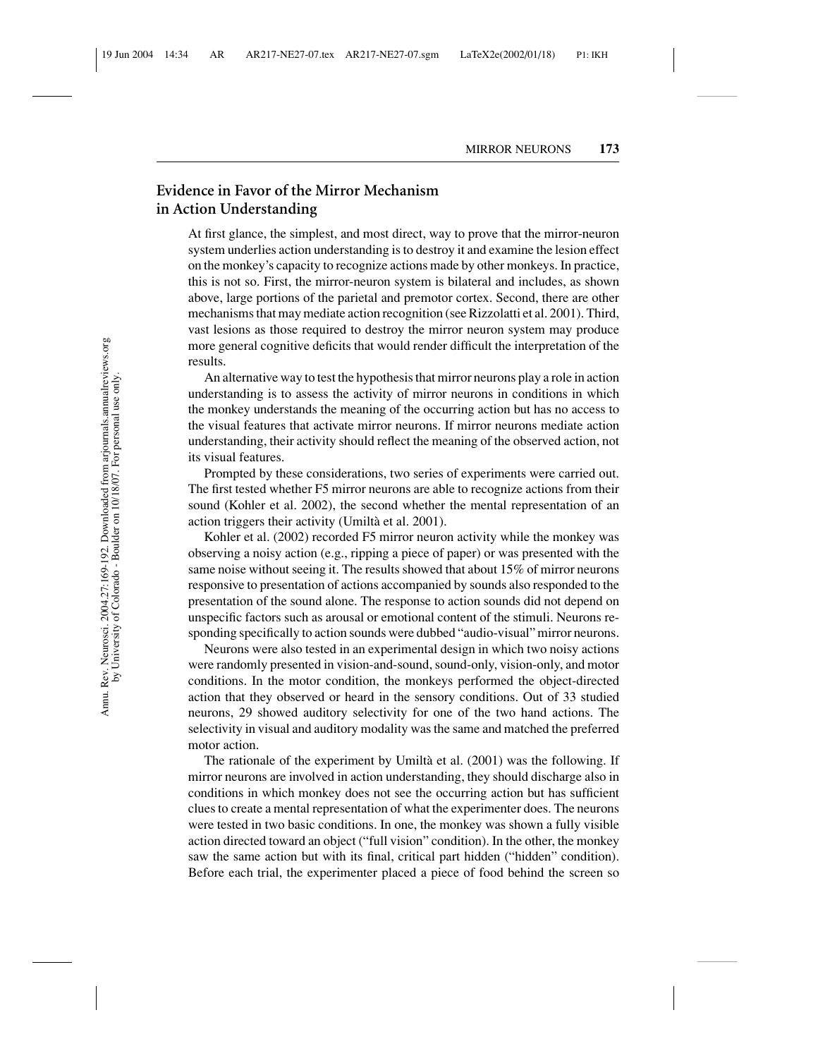## Evidence in Favor of the Mirror Mechanism in Action Understanding

At first glance, the simplest, and most direct, way to prove that the mirror-neuron system underlies action understanding is to destroy it and examine the lesion effect on the monkey's capacity to recognize actions made by other monkeys. In practice, this is not so. First, the mirror-neuron system is bilateral and includes, as shown above, large portions of the parietal and premotor cortex. Second, there are other mechanisms that may mediate action recognition (see Rizzolatti et al. 2001). Third, vast lesions as those required to destroy the mirror neuron system may produce more general cognitive deficits that would render difficult the interpretation of the results.

An alternative way to test the hypothesis that mirror neurons play a role in action understanding is to assess the activity of mirror neurons in conditions in which the monkey understands the meaning of the occurring action but has no access to the visual features that activate mirror neurons. If mirror neurons mediate action understanding, their activity should reflect the meaning of the observed action, not its visual features.

Prompted by these considerations, two series of experiments were carried out. The first tested whether F5 mirror neurons are able to recognize actions from their sound (Kohler et al. 2002), the second whether the mental representation of an action triggers their activity (Umiltà et al. 2001).

Kohler et al. (2002) recorded F5 mirror neuron activity while the monkey was observing a noisy action (e.g., ripping a piece of paper) or was presented with the same noise without seeing it. The results showed that about 15% of mirror neurons responsive to presentation of actions accompanied by sounds also responded to the presentation of the sound alone. The response to action sounds did not depend on unspecific factors such as arousal or emotional content of the stimuli. Neurons responding specifically to action sounds were dubbed "audio-visual" mirror neurons.

Neurons were also tested in an experimental design in which two noisy actions were randomly presented in vision-and-sound, sound-only, vision-only, and motor conditions. In the motor condition, the monkeys performed the object-directed action that they observed or heard in the sensory conditions. Out of 33 studied neurons, 29 showed auditory selectivity for one of the two hand actions. The selectivity in visual and auditory modality was the same and matched the preferred motor action.

The rationale of the experiment by Umiltà et al. (2001) was the following. If mirror neurons are involved in action understanding, they should discharge also in conditions in which monkey does not see the occurring action but has sufficient clues to create a mental representation of what the experimenter does. The neurons were tested in two basic conditions. In one, the monkey was shown a fully visible action directed toward an object ("full vision" condition). In the other, the monkey saw the same action but with its final, critical part hidden ("hidden" condition). Before each trial, the experimenter placed a piece of food behind the screen so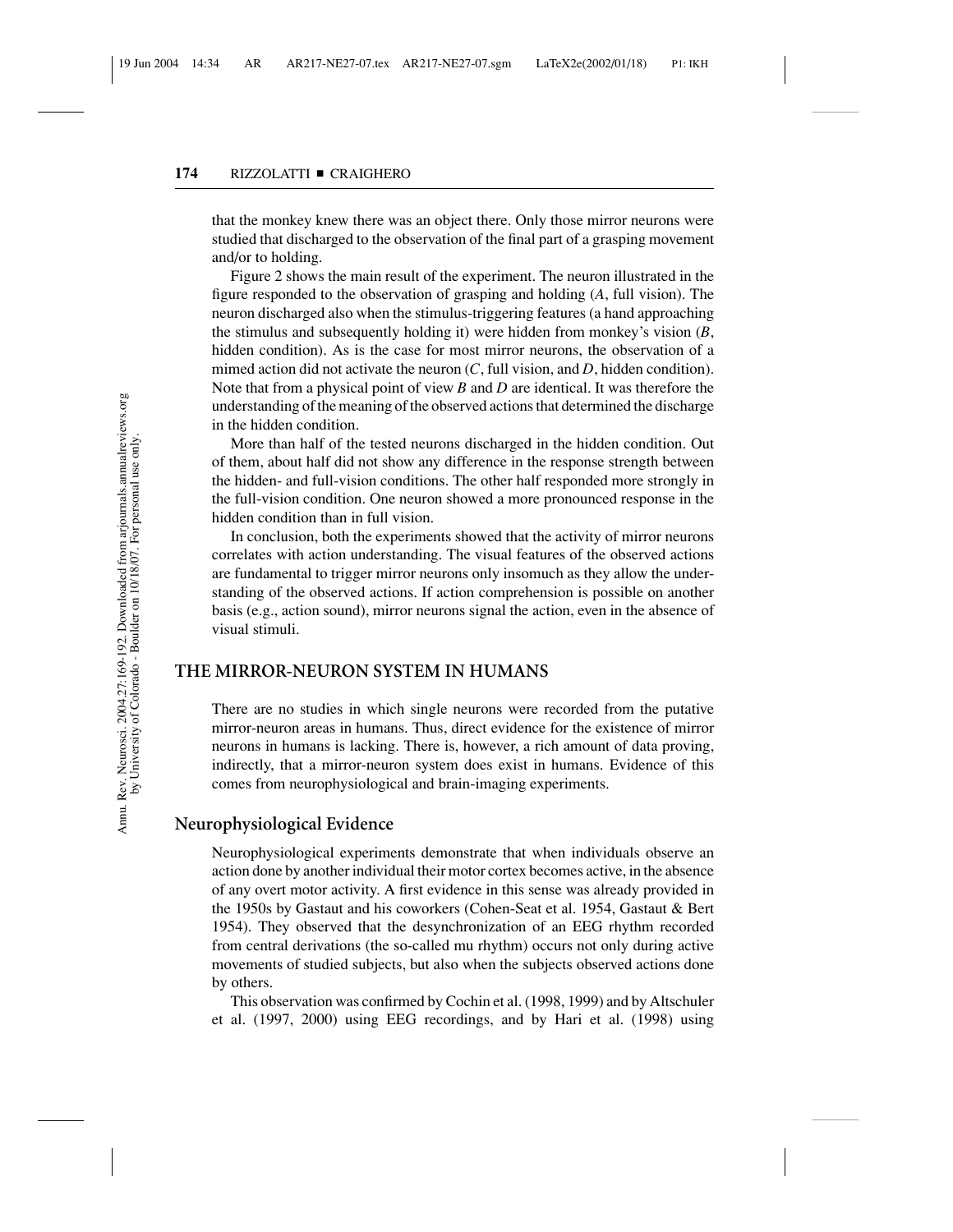that the monkey knew there was an object there. Only those mirror neurons were studied that discharged to the observation of the final part of a grasping movement and/or to holding.

Figure 2 shows the main result of the experiment. The neuron illustrated in the figure responded to the observation of grasping and holding (*A*, full vision). The neuron discharged also when the stimulus-triggering features (a hand approaching the stimulus and subsequently holding it) were hidden from monkey's vision (*B*, hidden condition). As is the case for most mirror neurons, the observation of a mimed action did not activate the neuron (*C*, full vision, and *D*, hidden condition). Note that from a physical point of view *B* and *D* are identical. It was therefore the understanding of the meaning of the observed actions that determined the discharge in the hidden condition.

More than half of the tested neurons discharged in the hidden condition. Out of them, about half did not show any difference in the response strength between the hidden- and full-vision conditions. The other half responded more strongly in the full-vision condition. One neuron showed a more pronounced response in the hidden condition than in full vision.

In conclusion, both the experiments showed that the activity of mirror neurons correlates with action understanding. The visual features of the observed actions are fundamental to trigger mirror neurons only insomuch as they allow the understanding of the observed actions. If action comprehension is possible on another basis (e.g., action sound), mirror neurons signal the action, even in the absence of visual stimuli.

## THE MIRROR-NEURON SYSTEM IN HUMANS

There are no studies in which single neurons were recorded from the putative mirror-neuron areas in humans. Thus, direct evidence for the existence of mirror neurons in humans is lacking. There is, however, a rich amount of data proving, indirectly, that a mirror-neuron system does exist in humans. Evidence of this comes from neurophysiological and brain-imaging experiments.

### Neurophysiological Evidence

Neurophysiological experiments demonstrate that when individuals observe an action done by another individual their motor cortex becomes active, in the absence of any overt motor activity. A first evidence in this sense was already provided in the 1950s by Gastaut and his coworkers (Cohen-Seat et al. 1954, Gastaut & Bert 1954). They observed that the desynchronization of an EEG rhythm recorded from central derivations (the so-called mu rhythm) occurs not only during active movements of studied subjects, but also when the subjects observed actions done by others.

This observation was confirmed by Cochin et al. (1998, 1999) and by Altschuler et al. (1997, 2000) using EEG recordings, and by Hari et al. (1998) using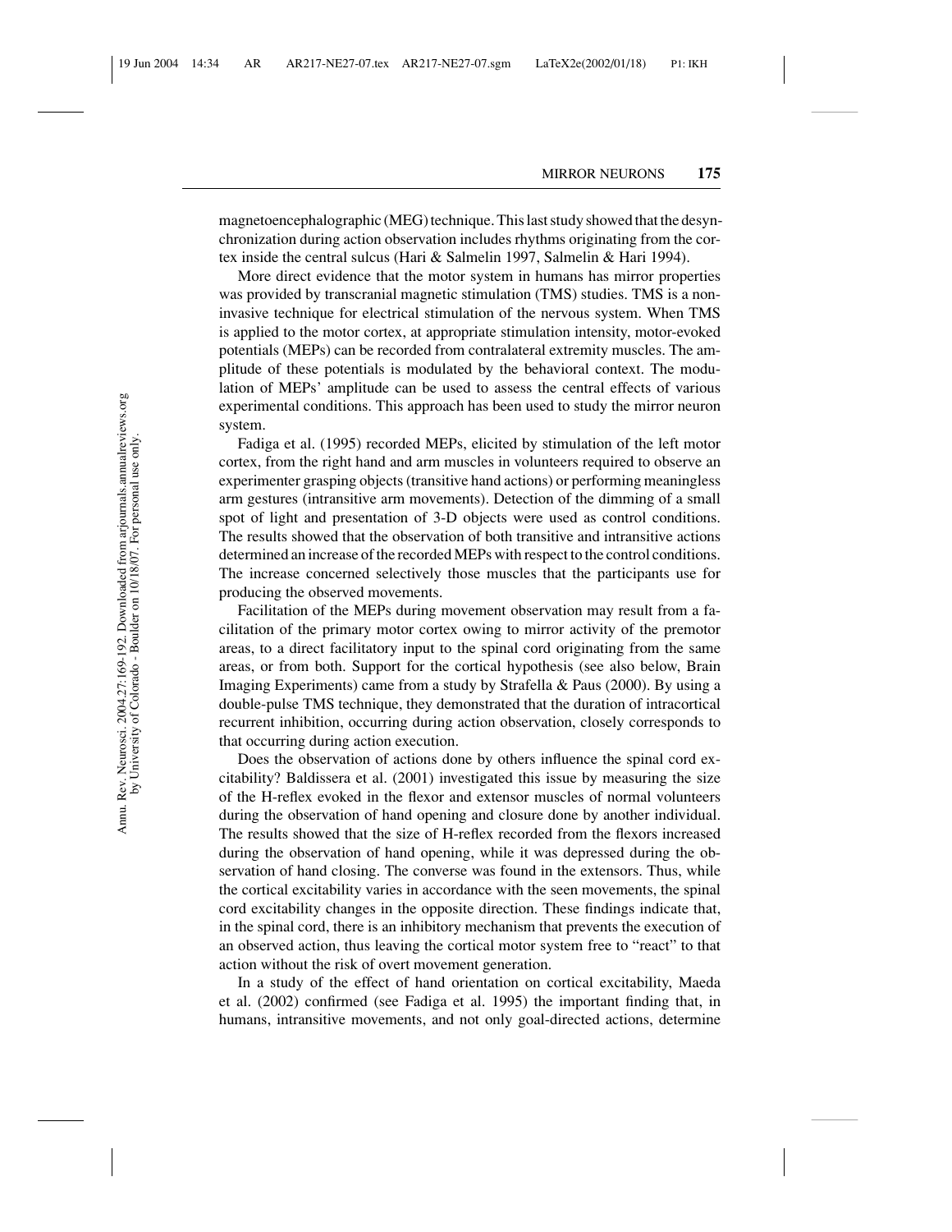magnetoencephalographic (MEG) technique. This last study showed that the desynchronization during action observation includes rhythms originating from the cortex inside the central sulcus (Hari & Salmelin 1997, Salmelin & Hari 1994).

More direct evidence that the motor system in humans has mirror properties was provided by transcranial magnetic stimulation (TMS) studies. TMS is a noninvasive technique for electrical stimulation of the nervous system. When TMS is applied to the motor cortex, at appropriate stimulation intensity, motor-evoked potentials (MEPs) can be recorded from contralateral extremity muscles. The amplitude of these potentials is modulated by the behavioral context. The modulation of MEPs' amplitude can be used to assess the central effects of various experimental conditions. This approach has been used to study the mirror neuron system.

Fadiga et al. (1995) recorded MEPs, elicited by stimulation of the left motor cortex, from the right hand and arm muscles in volunteers required to observe an experimenter grasping objects (transitive hand actions) or performing meaningless arm gestures (intransitive arm movements). Detection of the dimming of a small spot of light and presentation of 3-D objects were used as control conditions. The results showed that the observation of both transitive and intransitive actions determined an increase of the recorded MEPs with respect to the control conditions. The increase concerned selectively those muscles that the participants use for producing the observed movements.

Facilitation of the MEPs during movement observation may result from a facilitation of the primary motor cortex owing to mirror activity of the premotor areas, to a direct facilitatory input to the spinal cord originating from the same areas, or from both. Support for the cortical hypothesis (see also below, Brain Imaging Experiments) came from a study by Strafella & Paus (2000). By using a double-pulse TMS technique, they demonstrated that the duration of intracortical recurrent inhibition, occurring during action observation, closely corresponds to that occurring during action execution.

Does the observation of actions done by others influence the spinal cord excitability? Baldissera et al. (2001) investigated this issue by measuring the size of the H-reflex evoked in the flexor and extensor muscles of normal volunteers during the observation of hand opening and closure done by another individual. The results showed that the size of H-reflex recorded from the flexors increased during the observation of hand opening, while it was depressed during the observation of hand closing. The converse was found in the extensors. Thus, while the cortical excitability varies in accordance with the seen movements, the spinal cord excitability changes in the opposite direction. These findings indicate that, in the spinal cord, there is an inhibitory mechanism that prevents the execution of an observed action, thus leaving the cortical motor system free to "react" to that action without the risk of overt movement generation.

In a study of the effect of hand orientation on cortical excitability, Maeda et al. (2002) confirmed (see Fadiga et al. 1995) the important finding that, in humans, intransitive movements, and not only goal-directed actions, determine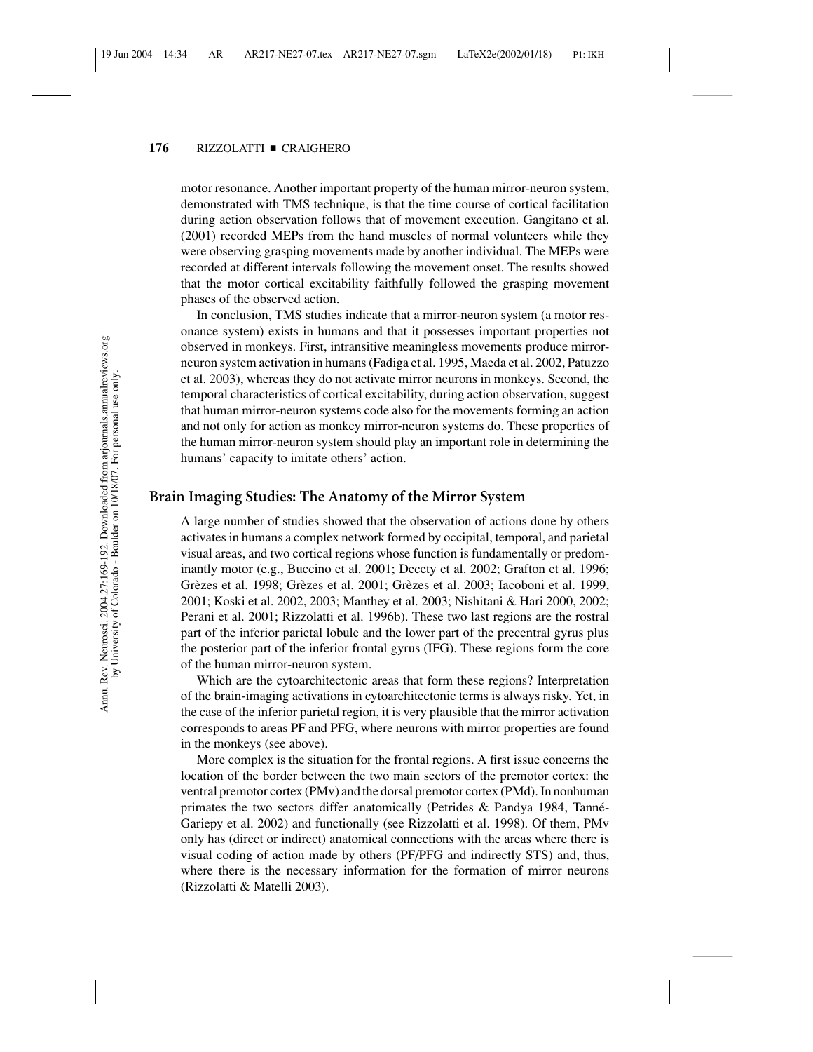motor resonance. Another important property of the human mirror-neuron system, demonstrated with TMS technique, is that the time course of cortical facilitation during action observation follows that of movement execution. Gangitano et al. (2001) recorded MEPs from the hand muscles of normal volunteers while they were observing grasping movements made by another individual. The MEPs were recorded at different intervals following the movement onset. The results showed that the motor cortical excitability faithfully followed the grasping movement phases of the observed action.

In conclusion, TMS studies indicate that a mirror-neuron system (a motor resonance system) exists in humans and that it possesses important properties not observed in monkeys. First, intransitive meaningless movements produce mirror-neuron system activation in humans (Fadiga et al. 1995, Maeda et al. 2002, Patuzzo et al. 2003), whereas they do not activate mirror neurons in monkeys. Second, the temporal characteristics of cortical excitability, during action observation, suggest that human mirror-neuron systems code also for the movements forming an action and not only for action as monkey mirror-neuron systems do. These properties of the human mirror-neuron system should play an important role in determining the humans' capacity to imitate others' action.

## Brain Imaging Studies: The Anatomy of the Mirror System

A large number of studies showed that the observation of actions done by others activates in humans a complex network formed by occipital, temporal, and parietal visual areas, and two cortical regions whose function is fundamentally or predominantly motor (e.g., Buccino et al. 2001; Decety et al. 2002; Grafton et al. 1996; Grèzes et al. 1998; Grèzes et al. 2001; Grèzes et al. 2003; Iacoboni et al. 1999, 2001; Koski et al. 2002, 2003; Manthey et al. 2003; Nishitani & Hari 2000, 2002; Perani et al. 2001; Rizzolatti et al. 1996b). These two last regions are the rostral part of the inferior parietal lobule and the lower part of the precentral gyrus plus the posterior part of the inferior frontal gyrus (IFG). These regions form the core of the human mirror-neuron system.

Which are the cytoarchitectonic areas that form these regions? Interpretation of the brain-imaging activations in cytoarchitectonic terms is always risky. Yet, in the case of the inferior parietal region, it is very plausible that the mirror activation corresponds to areas PF and PFG, where neurons with mirror properties are found in the monkeys (see above).

More complex is the situation for the frontal regions. A first issue concerns the location of the border between the two main sectors of the premotor cortex: the ventral premotor cortex (PMv) and the dorsal premotor cortex (PMd). In nonhuman primates the two sectors differ anatomically (Petrides & Pandya 1984, Tanné-Gariepy et al. 2002) and functionally (see Rizzolatti et al. 1998). Of them, PMv only has (direct or indirect) anatomical connections with the areas where there is visual coding of action made by others (PF/PFG and indirectly STS) and, thus, where there is the necessary information for the formation of mirror neurons (Rizzolatti & Matelli 2003).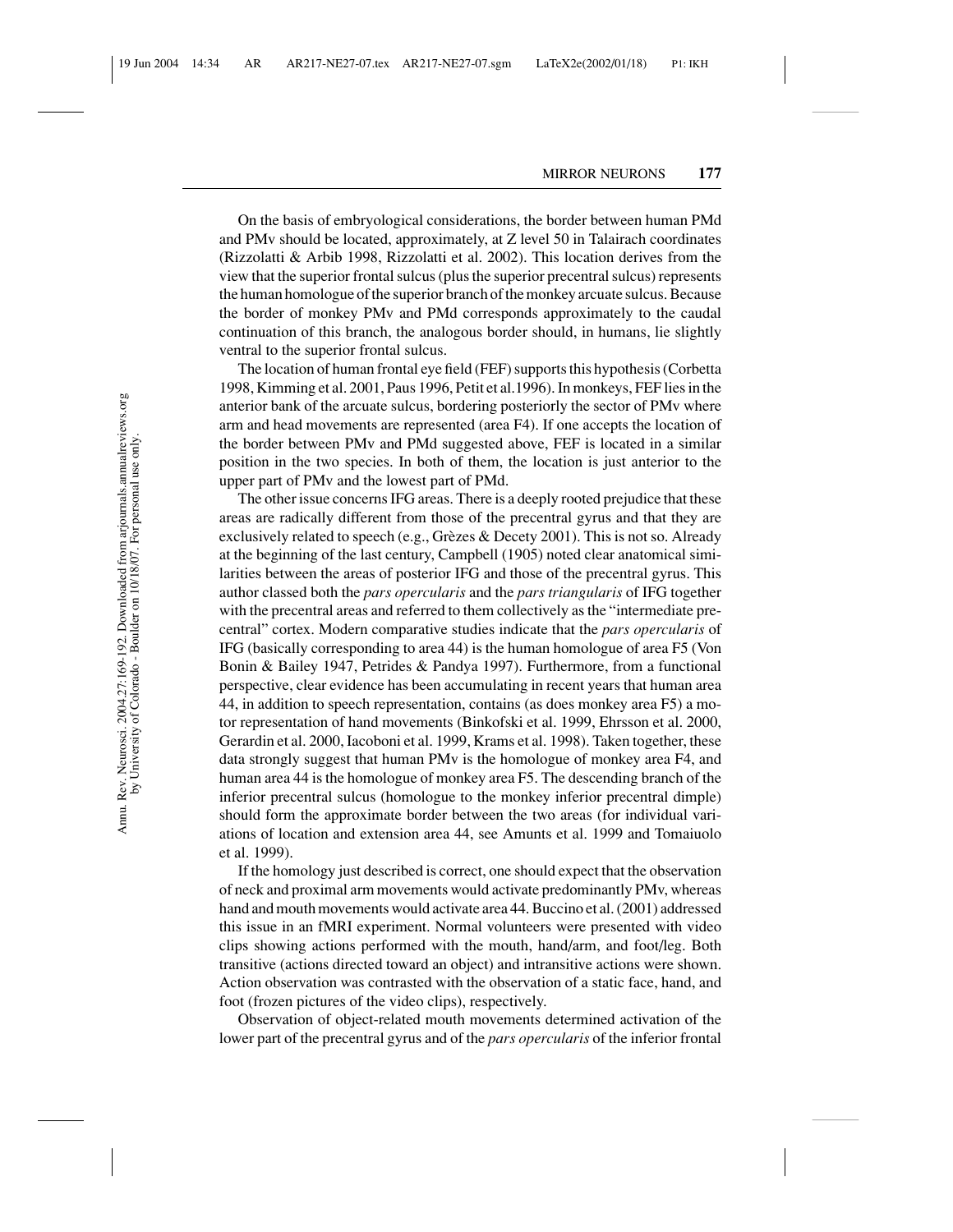On the basis of embryological considerations, the border between human PMd and PMv should be located, approximately, at Z level 50 in Talairach coordinates (Rizzolatti & Arbib 1998, Rizzolatti et al. 2002). This location derives from the view that the superior frontal sulcus (plus the superior precentral sulcus) represents the human homologue of the superior branch of the monkey arcuate sulcus. Because the border of monkey PMv and PMd corresponds approximately to the caudal continuation of this branch, the analogous border should, in humans, lie slightly ventral to the superior frontal sulcus.

The location of human frontal eye field (FEF) supports this hypothesis (Corbetta 1998, Kimming et al. 2001, Paus 1996, Petit et al.1996). In monkeys, FEF lies in the anterior bank of the arcuate sulcus, bordering posteriorly the sector of PMv where arm and head movements are represented (area F4). If one accepts the location of the border between PMv and PMd suggested above, FEF is located in a similar position in the two species. In both of them, the location is just anterior to the upper part of PMv and the lowest part of PMd.

The other issue concerns IFG areas. There is a deeply rooted prejudice that these areas are radically different from those of the precentral gyrus and that they are exclusively related to speech (e.g., Grèzes & Decety 2001). This is not so. Already at the beginning of the last century, Campbell (1905) noted clear anatomical similarities between the areas of posterior IFG and those of the precentral gyrus. This author classed both the *pars opercularis* and the *pars triangularis* of IFG together with the precentral areas and referred to them collectively as the "intermediate precentral" cortex. Modern comparative studies indicate that the *pars opercularis* of IFG (basically corresponding to area 44) is the human homologue of area F5 (Von Bonin & Bailey 1947, Petrides & Pandya 1997). Furthermore, from a functional perspective, clear evidence has been accumulating in recent years that human area 44, in addition to speech representation, contains (as does monkey area F5) a motor representation of hand movements (Binkofski et al. 1999, Ehrsson et al. 2000, Gerardin et al. 2000, Iacoboni et al. 1999, Krams et al. 1998). Taken together, these data strongly suggest that human PMv is the homologue of monkey area F4, and human area 44 is the homologue of monkey area F5. The descending branch of the inferior precentral sulcus (homologue to the monkey inferior precentral dimple) should form the approximate border between the two areas (for individual variations of location and extension area 44, see Amunts et al. 1999 and Tomaiuolo et al. 1999).

If the homology just described is correct, one should expect that the observation of neck and proximal arm movements would activate predominantly PMv, whereas hand and mouth movements would activate area 44. Buccino et al. (2001) addressed this issue in an fMRI experiment. Normal volunteers were presented with video clips showing actions performed with the mouth, hand/arm, and foot/leg. Both transitive (actions directed toward an object) and intransitive actions were shown. Action observation was contrasted with the observation of a static face, hand, and foot (frozen pictures of the video clips), respectively.

Observation of object-related mouth movements determined activation of the lower part of the precentral gyrus and of the *pars opercularis* of the inferior frontal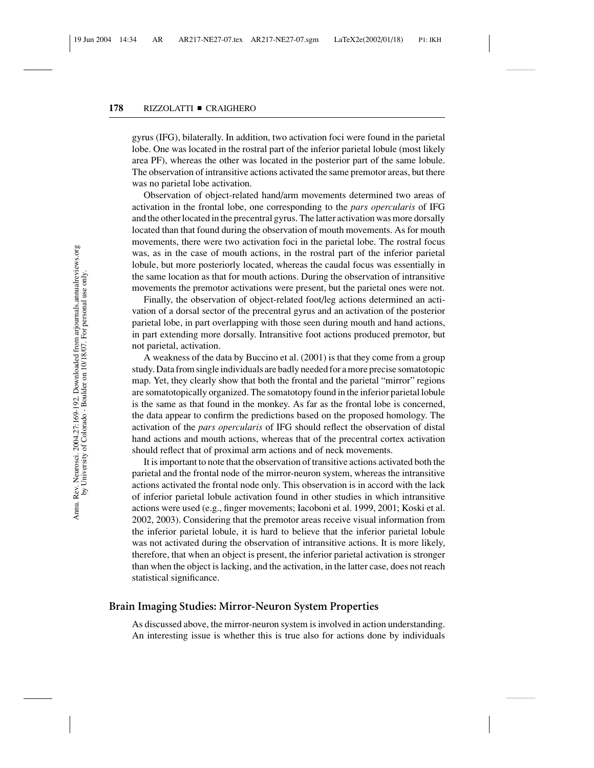gyrus (IFG), bilaterally. In addition, two activation foci were found in the parietal lobe. One was located in the rostral part of the inferior parietal lobule (most likely area PF), whereas the other was located in the posterior part of the same lobule. The observation of intransitive actions activated the same premotor areas, but there was no parietal lobe activation.

Observation of object-related hand/arm movements determined two areas of activation in the frontal lobe, one corresponding to the *pars opercularis* of IFG and the other located in the precentral gyrus. The latter activation was more dorsally located than that found during the observation of mouth movements. As for mouth movements, there were two activation foci in the parietal lobe. The rostral focus was, as in the case of mouth actions, in the rostral part of the inferior parietal lobule, but more posteriorly located, whereas the caudal focus was essentially in the same location as that for mouth actions. During the observation of intransitive movements the premotor activations were present, but the parietal ones were not.

Finally, the observation of object-related foot/leg actions determined an activation of a dorsal sector of the precentral gyrus and an activation of the posterior parietal lobe, in part overlapping with those seen during mouth and hand actions, in part extending more dorsally. Intransitive foot actions produced premotor, but not parietal, activation.

A weakness of the data by Buccino et al. (2001) is that they come from a group study. Data from single individuals are badly needed for a more precise somatotopic map. Yet, they clearly show that both the frontal and the parietal "mirror" regions are somatotopically organized. The somatotopy found in the inferior parietal lobule is the same as that found in the monkey. As far as the frontal lobe is concerned, the data appear to confirm the predictions based on the proposed homology. The activation of the *pars opercularis* of IFG should reflect the observation of distal hand actions and mouth actions, whereas that of the precentral cortex activation should reflect that of proximal arm actions and of neck movements.

It is important to note that the observation of transitive actions activated both the parietal and the frontal node of the mirror-neuron system, whereas the intransitive actions activated the frontal node only. This observation is in accord with the lack of inferior parietal lobule activation found in other studies in which intransitive actions were used (e.g., finger movements; Iacoboni et al. 1999, 2001; Koski et al. 2002, 2003). Considering that the premotor areas receive visual information from the inferior parietal lobule, it is hard to believe that the inferior parietal lobule was not activated during the observation of intransitive actions. It is more likely, therefore, that when an object is present, the inferior parietal activation is stronger than when the object is lacking, and the activation, in the latter case, does not reach statistical significance.

## Brain Imaging Studies: Mirror-Neuron System Properties

As discussed above, the mirror-neuron system is involved in action understanding. An interesting issue is whether this is true also for actions done by individuals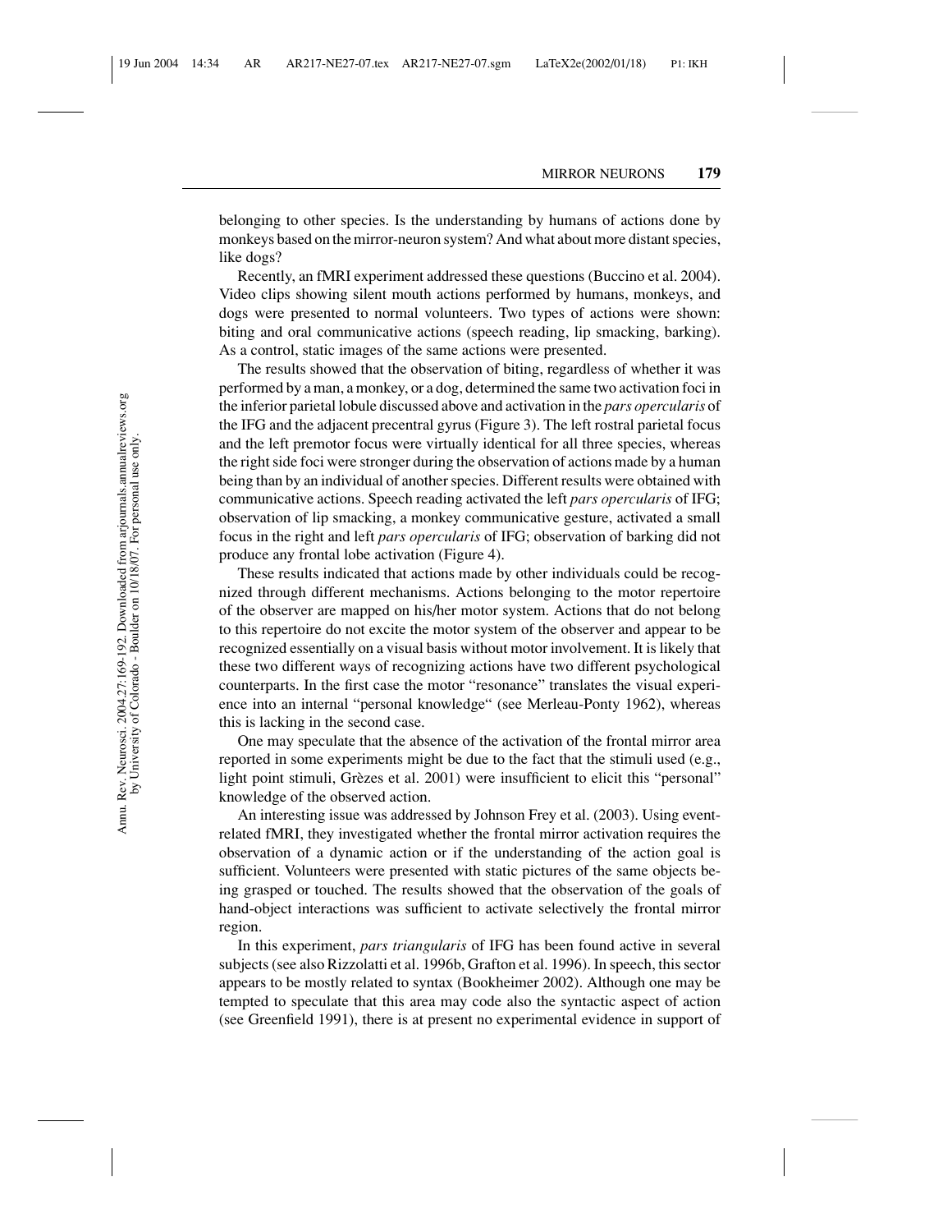belonging to other species. Is the understanding by humans of actions done by monkeys based on the mirror-neuron system? And what about more distant species, like dogs?

Recently, an fMRI experiment addressed these questions (Buccino et al. 2004). Video clips showing silent mouth actions performed by humans, monkeys, and dogs were presented to normal volunteers. Two types of actions were shown: biting and oral communicative actions (speech reading, lip smacking, barking). As a control, static images of the same actions were presented.

The results showed that the observation of biting, regardless of whether it was performed by a man, a monkey, or a dog, determined the same two activation foci in the inferior parietal lobule discussed above and activation in the *pars opercularis* of the IFG and the adjacent precentral gyrus (Figure 3). The left rostral parietal focus and the left premotor focus were virtually identical for all three species, whereas the right side foci were stronger during the observation of actions made by a human being than by an individual of another species. Different results were obtained with communicative actions. Speech reading activated the left *pars opercularis* of IFG; observation of lip smacking, a monkey communicative gesture, activated a small focus in the right and left *pars opercularis* of IFG; observation of barking did not produce any frontal lobe activation (Figure 4).

These results indicated that actions made by other individuals could be recognized through different mechanisms. Actions belonging to the motor repertoire of the observer are mapped on his/her motor system. Actions that do not belong to this repertoire do not excite the motor system of the observer and appear to be recognized essentially on a visual basis without motor involvement. It is likely that these two different ways of recognizing actions have two different psychological counterparts. In the first case the motor "resonance" translates the visual experience into an internal "personal knowledge" (see Merleau-Ponty 1962), whereas this is lacking in the second case.

One may speculate that the absence of the activation of the frontal mirror area reported in some experiments might be due to the fact that the stimuli used (e.g., light point stimuli, Grèzes et al. 2001) were insufficient to elicit this "personal" knowledge of the observed action.

An interesting issue was addressed by Johnson Frey et al. (2003). Using event-related fMRI, they investigated whether the frontal mirror activation requires the observation of a dynamic action or if the understanding of the action goal is sufficient. Volunteers were presented with static pictures of the same objects being grasped or touched. The results showed that the observation of the goals of hand-object interactions was sufficient to activate selectively the frontal mirror region.

In this experiment, *pars triangularis* of IFG has been found active in several subjects (see also Rizzolatti et al. 1996b, Grafton et al. 1996). In speech, this sector appears to be mostly related to syntax (Bookheimer 2002). Although one may be tempted to speculate that this area may code also the syntactic aspect of action (see Greenfield 1991), there is at present no experimental evidence in support of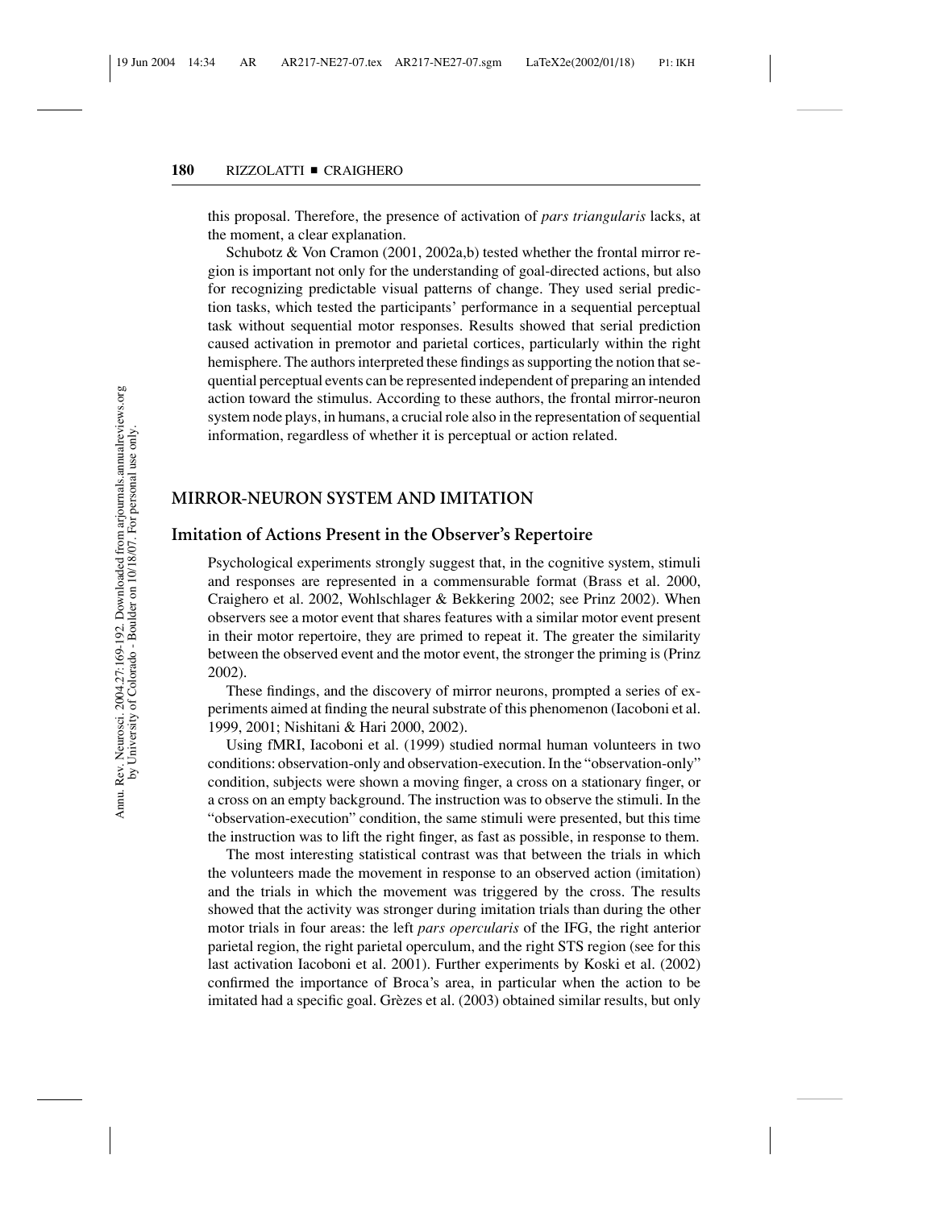this proposal. Therefore, the presence of activation of *pars triangularis* lacks, at the moment, a clear explanation.

Schubotz & Von Cramon (2001, 2002a,b) tested whether the frontal mirror region is important not only for the understanding of goal-directed actions, but also for recognizing predictable visual patterns of change. They used serial prediction tasks, which tested the participants' performance in a sequential perceptual task without sequential motor responses. Results showed that serial prediction caused activation in premotor and parietal cortices, particularly within the right hemisphere. The authors interpreted these findings as supporting the notion that sequential perceptual events can be represented independent of preparing an intended action toward the stimulus. According to these authors, the frontal mirror-neuron system node plays, in humans, a crucial role also in the representation of sequential information, regardless of whether it is perceptual or action related.

## MIRROR-NEURON SYSTEM AND IMITATION

### Imitation of Actions Present in the Observer's Repertoire

Psychological experiments strongly suggest that, in the cognitive system, stimuli and responses are represented in a commensurable format (Brass et al. 2000, Craighero et al. 2002, Wohlschlager & Bekkering 2002; see Prinz 2002). When observers see a motor event that shares features with a similar motor event present in their motor repertoire, they are primed to repeat it. The greater the similarity between the observed event and the motor event, the stronger the priming is (Prinz 2002).

These findings, and the discovery of mirror neurons, prompted a series of experiments aimed at finding the neural substrate of this phenomenon (Iacoboni et al. 1999, 2001; Nishitani & Hari 2000, 2002).

Using fMRI, Iacoboni et al. (1999) studied normal human volunteers in two conditions: observation-only and observation-execution. In the "observation-only" condition, subjects were shown a moving finger, a cross on a stationary finger, or a cross on an empty background. The instruction was to observe the stimuli. In the "observation-execution" condition, the same stimuli were presented, but this time the instruction was to lift the right finger, as fast as possible, in response to them.

The most interesting statistical contrast was that between the trials in which the volunteers made the movement in response to an observed action (imitation) and the trials in which the movement was triggered by the cross. The results showed that the activity was stronger during imitation trials than during the other motor trials in four areas: the left *pars opercularis* of the IFG, the right anterior parietal region, the right parietal operculum, and the right STS region (see for this last activation Iacoboni et al. 2001). Further experiments by Koski et al. (2002) confirmed the importance of Broca's area, in particular when the action to be imitated had a specific goal. Grèzes et al. (2003) obtained similar results, but only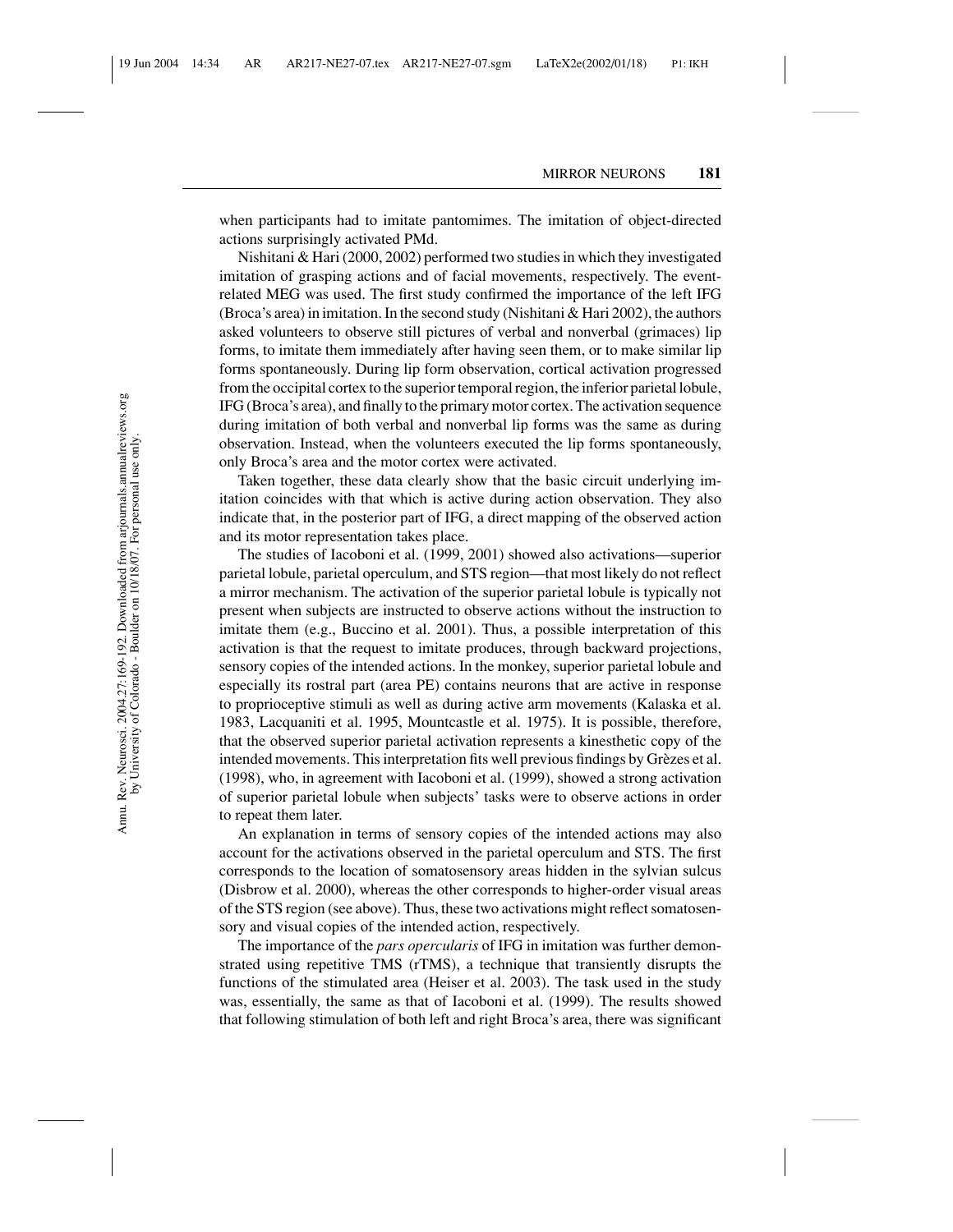when participants had to imitate pantomimes. The imitation of object-directed actions surprisingly activated PMd.

Nishitani & Hari (2000, 2002) performed two studies in which they investigated imitation of grasping actions and of facial movements, respectively. The event-related MEG was used. The first study confirmed the importance of the left IFG (Broca's area) in imitation. In the second study (Nishitani & Hari 2002), the authors asked volunteers to observe still pictures of verbal and nonverbal (grimaces) lip forms, to imitate them immediately after having seen them, or to make similar lip forms spontaneously. During lip form observation, cortical activation progressed from the occipital cortex to the superior temporal region, the inferior parietal lobule, IFG (Broca's area), and finally to the primary motor cortex. The activation sequence during imitation of both verbal and nonverbal lip forms was the same as during observation. Instead, when the volunteers executed the lip forms spontaneously, only Broca's area and the motor cortex were activated.

Taken together, these data clearly show that the basic circuit underlying imitation coincides with that which is active during action observation. They also indicate that, in the posterior part of IFG, a direct mapping of the observed action and its motor representation takes place.

The studies of Iacoboni et al. (1999, 2001) showed also activations—superior parietal lobule, parietal operculum, and STS region—that most likely do not reflect a mirror mechanism. The activation of the superior parietal lobule is typically not present when subjects are instructed to observe actions without the instruction to imitate them (e.g., Buccino et al. 2001). Thus, a possible interpretation of this activation is that the request to imitate produces, through backward projections, sensory copies of the intended actions. In the monkey, superior parietal lobule and especially its rostral part (area PE) contains neurons that are active in response to proprioceptive stimuli as well as during active arm movements (Kalaska et al. 1983, Lacquaniti et al. 1995, Mountcastle et al. 1975). It is possible, therefore, that the observed superior parietal activation represents a kinesthetic copy of the intended movements. This interpretation fits well previous findings by Grèzes et al. (1998), who, in agreement with Iacoboni et al. (1999), showed a strong activation of superior parietal lobule when subjects' tasks were to observe actions in order to repeat them later.

An explanation in terms of sensory copies of the intended actions may also account for the activations observed in the parietal operculum and STS. The first corresponds to the location of somatosensory areas hidden in the sylvian sulcus (Disbrow et al. 2000), whereas the other corresponds to higher-order visual areas of the STS region (see above). Thus, these two activations might reflect somatosensory and visual copies of the intended action, respectively.

The importance of the *pars opercularis* of IFG in imitation was further demonstrated using repetitive TMS (rTMS), a technique that transiently disrupts the functions of the stimulated area (Heiser et al. 2003). The task used in the study was, essentially, the same as that of Iacoboni et al. (1999). The results showed that following stimulation of both left and right Broca's area, there was significant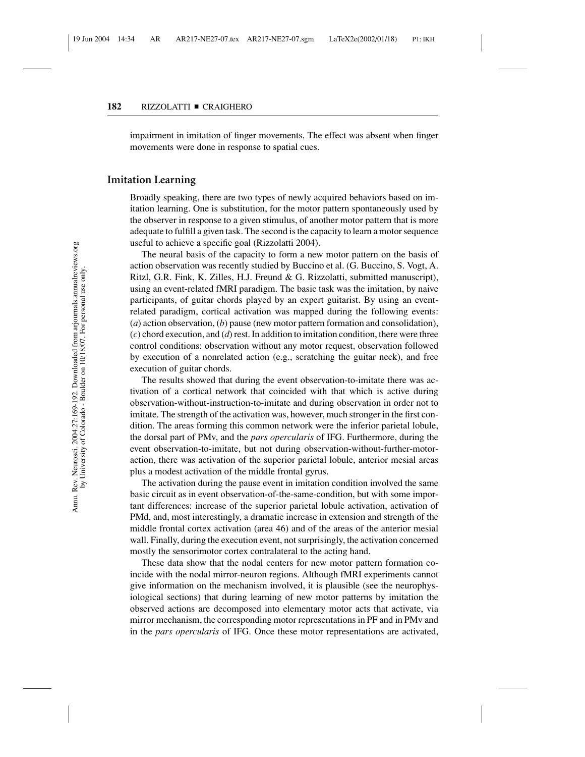impairment in imitation of finger movements. The effect was absent when finger movements were done in response to spatial cues.

## Imitation Learning

Broadly speaking, there are two types of newly acquired behaviors based on imitation learning. One is substitution, for the motor pattern spontaneously used by the observer in response to a given stimulus, of another motor pattern that is more adequate to fulfill a given task. The second is the capacity to learn a motor sequence useful to achieve a specific goal (Rizzolatti 2004).

The neural basis of the capacity to form a new motor pattern on the basis of action observation was recently studied by Buccino et al. (G. Buccino, S. Vogt, A. Ritzl, G.R. Fink, K. Zilles, H.J. Freund & G. Rizzolatti, submitted manuscript), using an event-related fMRI paradigm. The basic task was the imitation, by naive participants, of guitar chords played by an expert guitarist. By using an event-related paradigm, cortical activation was mapped during the following events: (*a*) action observation, (*b*) pause (new motor pattern formation and consolidation), (*c*) chord execution, and (*d*) rest. In addition to imitation condition, there were three control conditions: observation without any motor request, observation followed by execution of a nonrelated action (e.g., scratching the guitar neck), and free execution of guitar chords.

The results showed that during the event observation-to-imitate there was activation of a cortical network that coincided with that which is active during observation-without-instruction-to-imitate and during observation in order not to imitate. The strength of the activation was, however, much stronger in the first condition. The areas forming this common network were the inferior parietal lobule, the dorsal part of PMv, and the *pars opercularis* of IFG. Furthermore, during the event observation-to-imitate, but not during observation-without-further-motor-action, there was activation of the superior parietal lobule, anterior mesial areas plus a modest activation of the middle frontal gyrus.

The activation during the pause event in imitation condition involved the same basic circuit as in event observation-of-the-same-condition, but with some important differences: increase of the superior parietal lobule activation, activation of PMd, and, most interestingly, a dramatic increase in extension and strength of the middle frontal cortex activation (area 46) and of the areas of the anterior mesial wall. Finally, during the execution event, not surprisingly, the activation concerned mostly the sensorimotor cortex contralateral to the acting hand.

These data show that the nodal centers for new motor pattern formation coincide with the nodal mirror-neuron regions. Although fMRI experiments cannot give information on the mechanism involved, it is plausible (see the neurophysiological sections) that during learning of new motor patterns by imitation the observed actions are decomposed into elementary motor acts that activate, via mirror mechanism, the corresponding motor representations in PF and in PMv and in the *pars opercularis* of IFG. Once these motor representations are activated,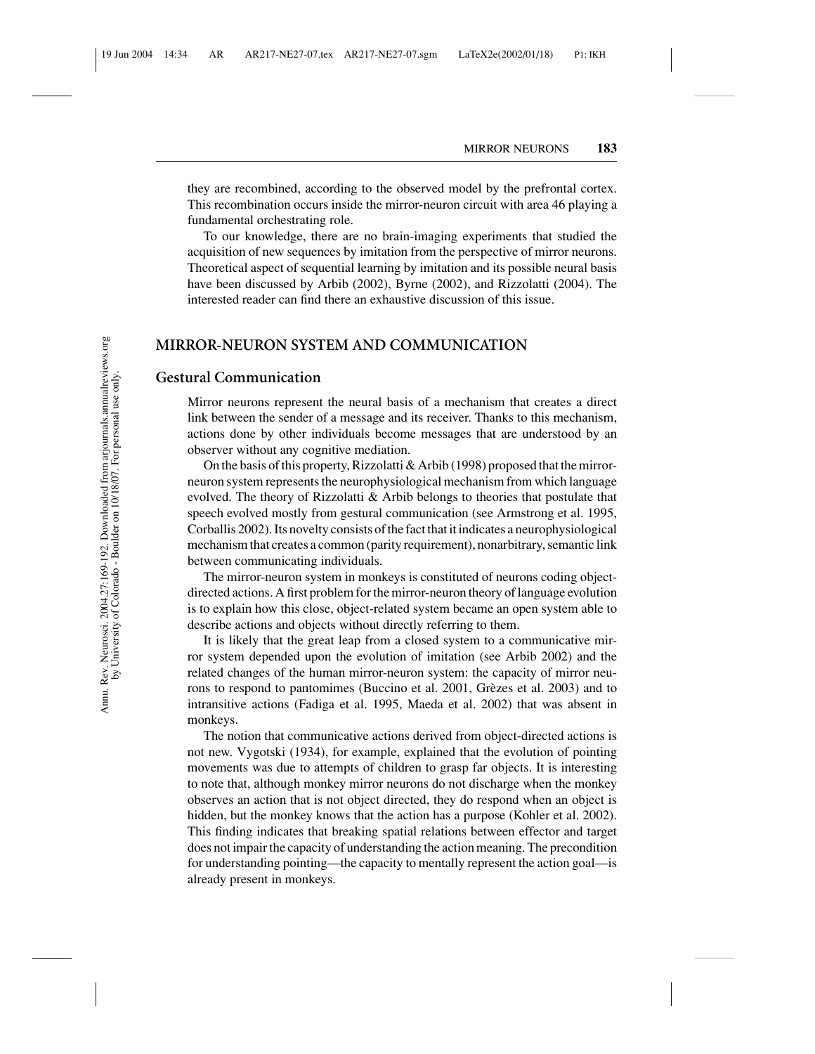they are recombined, according to the observed model by the prefrontal cortex. This recombination occurs inside the mirror-neuron circuit with area 46 playing a fundamental orchestrating role.

To our knowledge, there are no brain-imaging experiments that studied the acquisition of new sequences by imitation from the perspective of mirror neurons. Theoretical aspect of sequential learning by imitation and its possible neural basis have been discussed by Arbib (2002), Byrne (2002), and Rizzolatti (2004). The interested reader can find there an exhaustive discussion of this issue.

## MIRROR-NEURON SYSTEM AND COMMUNICATION

### Gestural Communication

Mirror neurons represent the neural basis of a mechanism that creates a direct link between the sender of a message and its receiver. Thanks to this mechanism, actions done by other individuals become messages that are understood by an observer without any cognitive mediation.

On the basis of this property, Rizzolatti & Arbib (1998) proposed that the mirror-neuron system represents the neurophysiological mechanism from which language evolved. The theory of Rizzolatti & Arbib belongs to theories that postulate that speech evolved mostly from gestural communication (see Armstrong et al. 1995, Corballis 2002). Its novelty consists of the fact that it indicates a neurophysiological mechanism that creates a common (parity requirement), nonarbitrary, semantic link between communicating individuals.

The mirror-neuron system in monkeys is constituted of neurons coding object-directed actions. A first problem for the mirror-neuron theory of language evolution is to explain how this close, object-related system became an open system able to describe actions and objects without directly referring to them.

It is likely that the great leap from a closed system to a communicative mirror system depended upon the evolution of imitation (see Arbib 2002) and the related changes of the human mirror-neuron system: the capacity of mirror neurons to respond to pantomimes (Buccino et al. 2001, Grèzes et al. 2003) and to intransitive actions (Fadiga et al. 1995, Maeda et al. 2002) that was absent in monkeys.

The notion that communicative actions derived from object-directed actions is not new. Vygotski (1934), for example, explained that the evolution of pointing movements was due to attempts of children to grasp far objects. It is interesting to note that, although monkey mirror neurons do not discharge when the monkey observes an action that is not object directed, they do respond when an object is hidden, but the monkey knows that the action has a purpose (Kohler et al. 2002). This finding indicates that breaking spatial relations between effector and target does not impair the capacity of understanding the action meaning. The precondition for understanding pointing—the capacity to mentally represent the action goal—is already present in monkeys.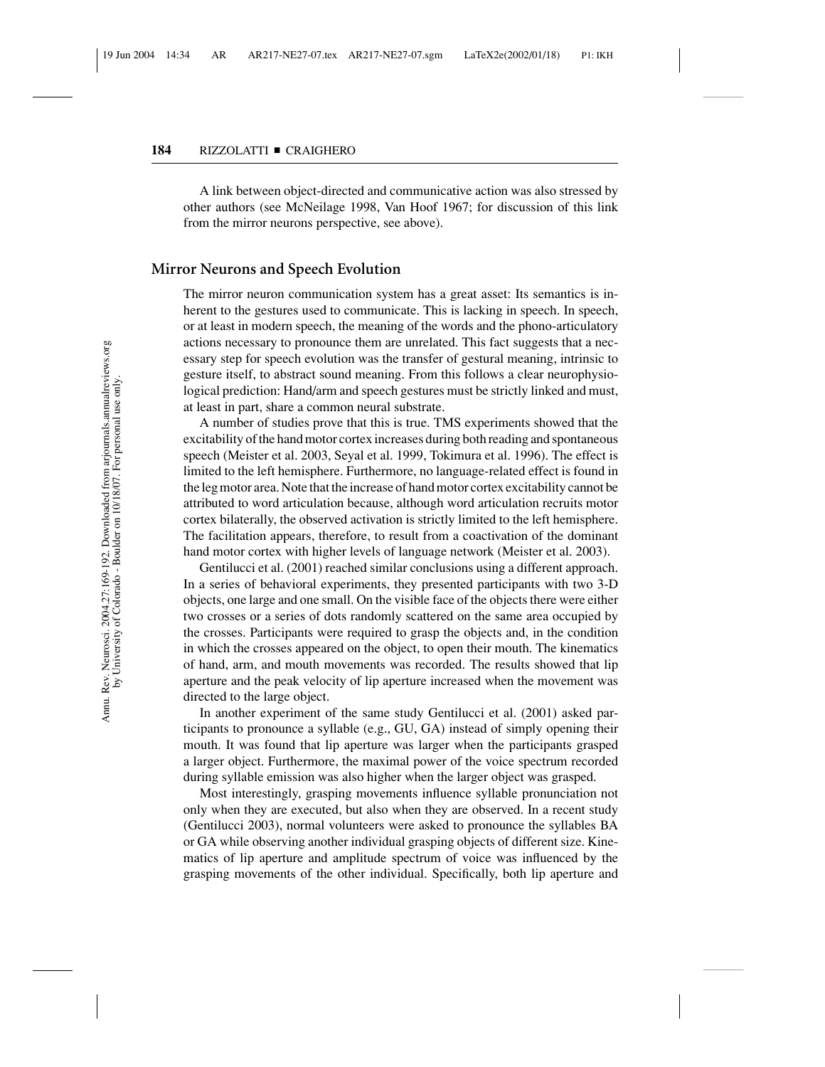A link between object-directed and communicative action was also stressed by other authors (see McNeilage 1998, Van Hoof 1967; for discussion of this link from the mirror neurons perspective, see above).

## Mirror Neurons and Speech Evolution

The mirror neuron communication system has a great asset: Its semantics is inherent to the gestures used to communicate. This is lacking in speech. In speech, or at least in modern speech, the meaning of the words and the phono-articulatory actions necessary to pronounce them are unrelated. This fact suggests that a necessary step for speech evolution was the transfer of gestural meaning, intrinsic to gesture itself, to abstract sound meaning. From this follows a clear neurophysiological prediction: Hand/arm and speech gestures must be strictly linked and must, at least in part, share a common neural substrate.

A number of studies prove that this is true. TMS experiments showed that the excitability of the hand motor cortex increases during both reading and spontaneous speech (Meister et al. 2003, Seyal et al. 1999, Tokimura et al. 1996). The effect is limited to the left hemisphere. Furthermore, no language-related effect is found in the leg motor area. Note that the increase of hand motor cortex excitability cannot be attributed to word articulation because, although word articulation recruits motor cortex bilaterally, the observed activation is strictly limited to the left hemisphere. The facilitation appears, therefore, to result from a coactivation of the dominant hand motor cortex with higher levels of language network (Meister et al. 2003).

Gentilucci et al. (2001) reached similar conclusions using a different approach. In a series of behavioral experiments, they presented participants with two 3-D objects, one large and one small. On the visible face of the objects there were either two crosses or a series of dots randomly scattered on the same area occupied by the crosses. Participants were required to grasp the objects and, in the condition in which the crosses appeared on the object, to open their mouth. The kinematics of hand, arm, and mouth movements was recorded. The results showed that lip aperture and the peak velocity of lip aperture increased when the movement was directed to the large object.

In another experiment of the same study Gentilucci et al. (2001) asked participants to pronounce a syllable (e.g., GU, GA) instead of simply opening their mouth. It was found that lip aperture was larger when the participants grasped a larger object. Furthermore, the maximal power of the voice spectrum recorded during syllable emission was also higher when the larger object was grasped.

Most interestingly, grasping movements influence syllable pronunciation not only when they are executed, but also when they are observed. In a recent study (Gentilucci 2003), normal volunteers were asked to pronounce the syllables BA or GA while observing another individual grasping objects of different size. Kinematics of lip aperture and amplitude spectrum of voice was influenced by the grasping movements of the other individual. Specifically, both lip aperture and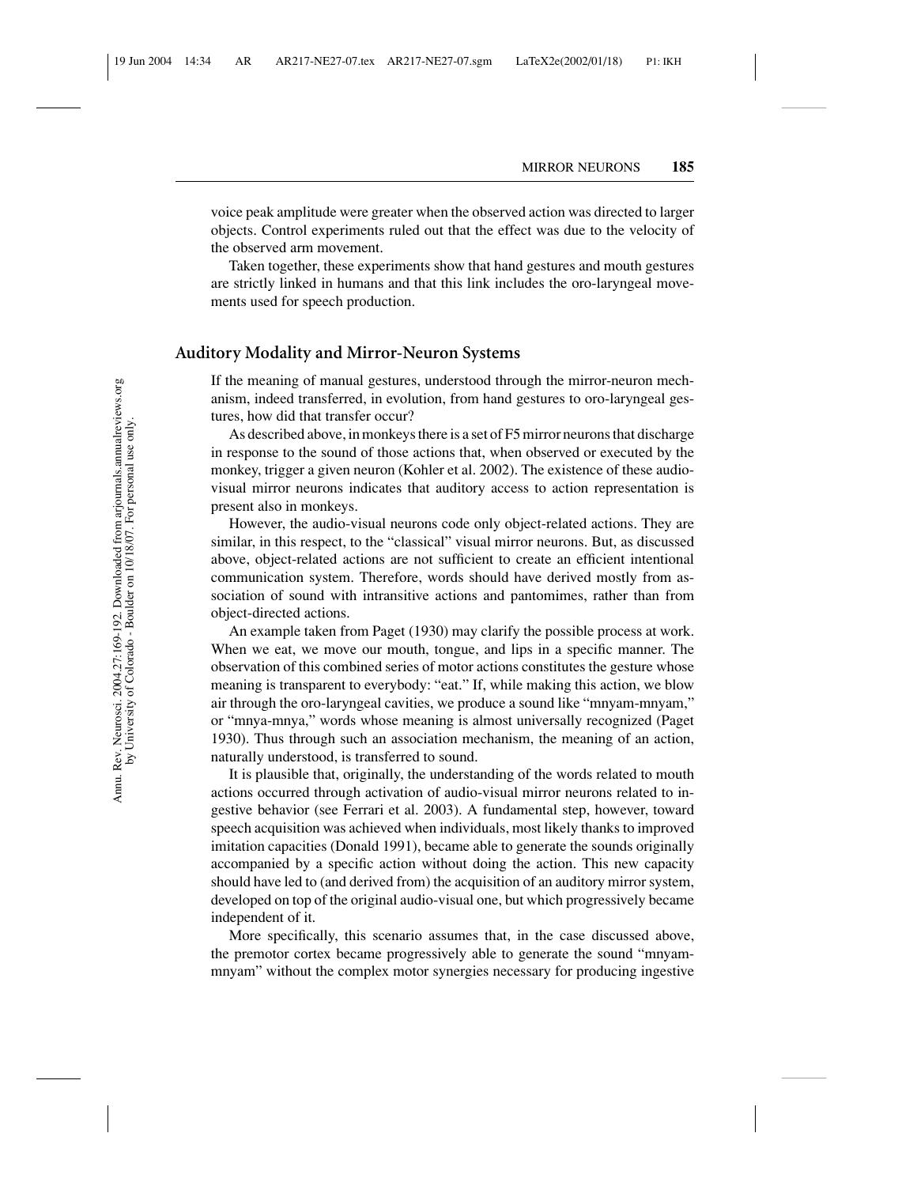voice peak amplitude were greater when the observed action was directed to larger objects. Control experiments ruled out that the effect was due to the velocity of the observed arm movement.

Taken together, these experiments show that hand gestures and mouth gestures are strictly linked in humans and that this link includes the oro-laryngeal movements used for speech production.

## Auditory Modality and Mirror-Neuron Systems

If the meaning of manual gestures, understood through the mirror-neuron mechanism, indeed transferred, in evolution, from hand gestures to oro-laryngeal gestures, how did that transfer occur?

As described above, in monkeys there is a set of F5 mirror neurons that discharge in response to the sound of those actions that, when observed or executed by the monkey, trigger a given neuron (Kohler et al. 2002). The existence of these audio-visual mirror neurons indicates that auditory access to action representation is present also in monkeys.

However, the audio-visual neurons code only object-related actions. They are similar, in this respect, to the "classical" visual mirror neurons. But, as discussed above, object-related actions are not sufficient to create an efficient intentional communication system. Therefore, words should have derived mostly from association of sound with intransitive actions and pantomimes, rather than from object-directed actions.

An example taken from Paget (1930) may clarify the possible process at work. When we eat, we move our mouth, tongue, and lips in a specific manner. The observation of this combined series of motor actions constitutes the gesture whose meaning is transparent to everybody: "eat." If, while making this action, we blow air through the oro-laryngeal cavities, we produce a sound like "mnyam-mnyam," or "mnya-mnya," words whose meaning is almost universally recognized (Paget 1930). Thus through such an association mechanism, the meaning of an action, naturally understood, is transferred to sound.

It is plausible that, originally, the understanding of the words related to mouth actions occurred through activation of audio-visual mirror neurons related to ingestive behavior (see Ferrari et al. 2003). A fundamental step, however, toward speech acquisition was achieved when individuals, most likely thanks to improved imitation capacities (Donald 1991), became able to generate the sounds originally accompanied by a specific action without doing the action. This new capacity should have led to (and derived from) the acquisition of an auditory mirror system, developed on top of the original audio-visual one, but which progressively became independent of it.

More specifically, this scenario assumes that, in the case discussed above, the premotor cortex became progressively able to generate the sound "mnyam-mnyam" without the complex motor synergies necessary for producing ingestive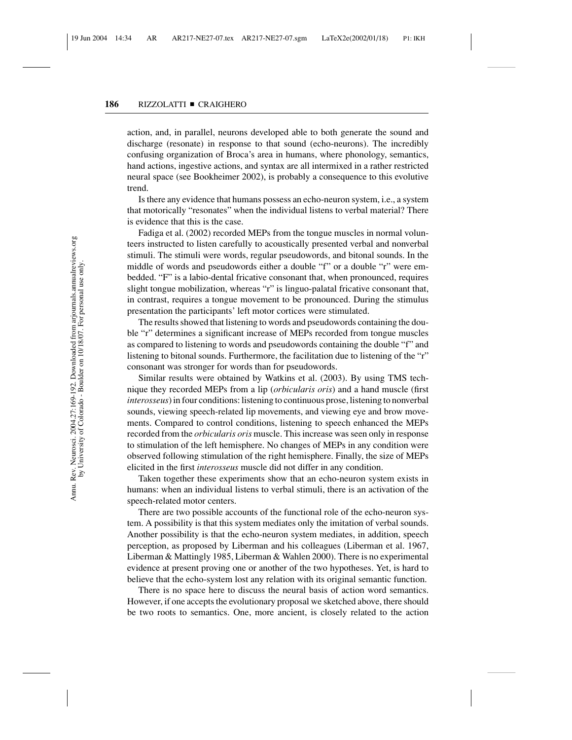action, and, in parallel, neurons developed able to both generate the sound and discharge (resonate) in response to that sound (echo-neurons). The incredibly confusing organization of Broca's area in humans, where phonology, semantics, hand actions, ingestive actions, and syntax are all intermixed in a rather restricted neural space (see Bookheimer 2002), is probably a consequence to this evolutive trend.

Is there any evidence that humans possess an echo-neuron system, i.e., a system that motorically "resonates" when the individual listens to verbal material? There is evidence that this is the case.

Fadiga et al. (2002) recorded MEPs from the tongue muscles in normal volunteers instructed to listen carefully to acoustically presented verbal and nonverbal stimuli. The stimuli were words, regular pseudowords, and bitonal sounds. In the middle of words and pseudowords either a double "f" or a double "r" were embedded. "F" is a labio-dental fricative consonant that, when pronounced, requires slight tongue mobilization, whereas "r" is linguo-palatal fricative consonant that, in contrast, requires a tongue movement to be pronounced. During the stimulus presentation the participants' left motor cortices were stimulated.

The results showed that listening to words and pseudowords containing the double "r" determines a significant increase of MEPs recorded from tongue muscles as compared to listening to words and pseudowords containing the double "f" and listening to bitonal sounds. Furthermore, the facilitation due to listening of the "r" consonant was stronger for words than for pseudowords.

Similar results were obtained by Watkins et al. (2003). By using TMS technique they recorded MEPs from a lip (*orbicularis oris*) and a hand muscle (first *interosseus*) in four conditions: listening to continuous prose, listening to nonverbal sounds, viewing speech-related lip movements, and viewing eye and brow movements. Compared to control conditions, listening to speech enhanced the MEPs recorded from the *orbicularis oris* muscle. This increase was seen only in response to stimulation of the left hemisphere. No changes of MEPs in any condition were observed following stimulation of the right hemisphere. Finally, the size of MEPs elicited in the first *interosseus* muscle did not differ in any condition.

Taken together these experiments show that an echo-neuron system exists in humans: when an individual listens to verbal stimuli, there is an activation of the speech-related motor centers.

There are two possible accounts of the functional role of the echo-neuron system. A possibility is that this system mediates only the imitation of verbal sounds. Another possibility is that the echo-neuron system mediates, in addition, speech perception, as proposed by Liberman and his colleagues (Liberman et al. 1967, Liberman & Mattingly 1985, Liberman & Wahlen 2000). There is no experimental evidence at present proving one or another of the two hypotheses. Yet, is hard to believe that the echo-system lost any relation with its original semantic function.

There is no space here to discuss the neural basis of action word semantics. However, if one accepts the evolutionary proposal we sketched above, there should be two roots to semantics. One, more ancient, is closely related to the action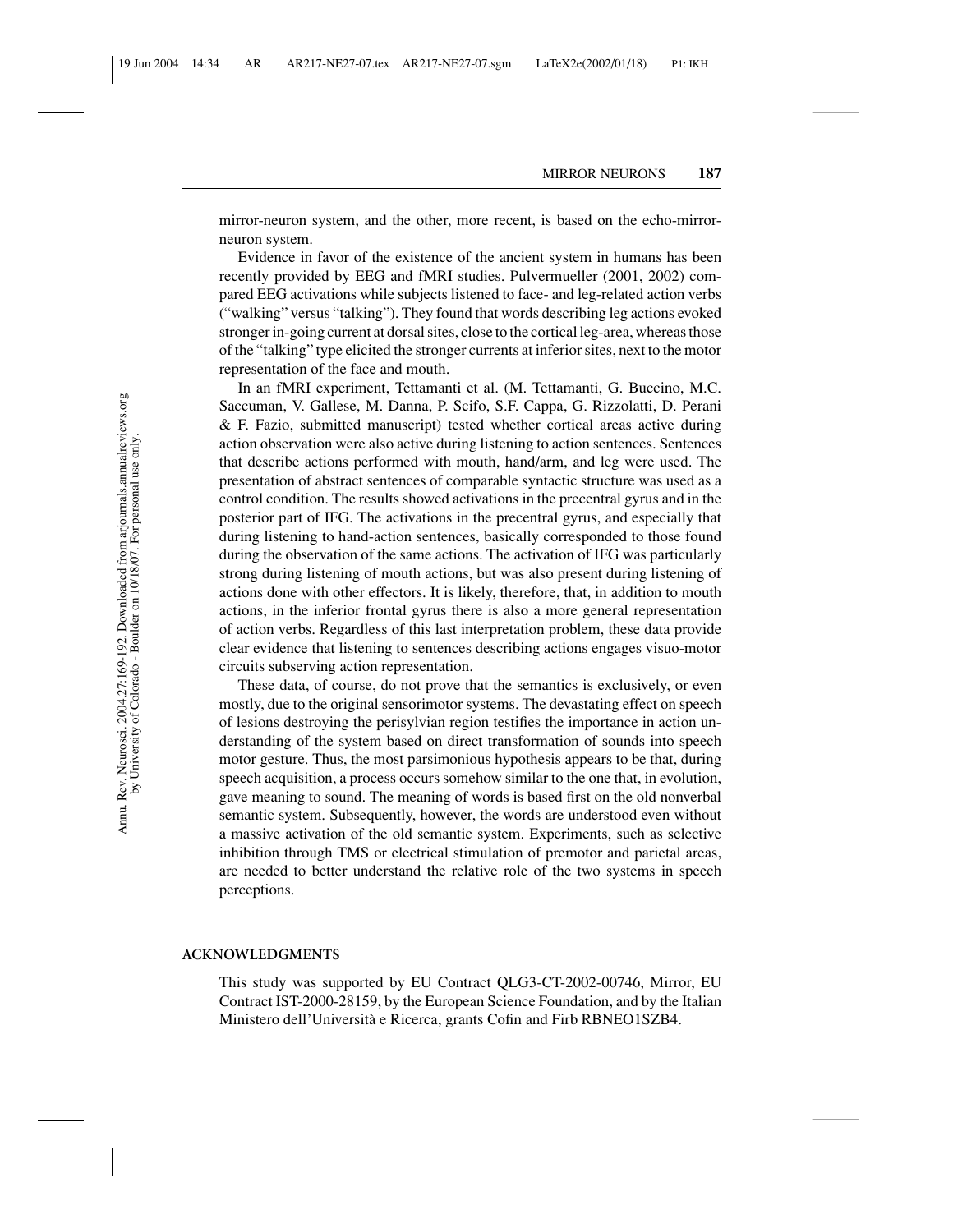mirror-neuron system, and the other, more recent, is based on the echo-mirror-neuron system.

Evidence in favor of the existence of the ancient system in humans has been recently provided by EEG and fMRI studies. Pulvermueller (2001, 2002) compared EEG activations while subjects listened to face- and leg-related action verbs ("walking" versus "talking"). They found that words describing leg actions evoked stronger in-going current at dorsal sites, close to the cortical leg-area, whereas those of the "talking" type elicited the stronger currents at inferior sites, next to the motor representation of the face and mouth.

In an fMRI experiment, Tettamanti et al. (M. Tettamanti, G. Buccino, M.C. Saccuman, V. Gallese, M. Danna, P. Scifo, S.F. Cappa, G. Rizzolatti, D. Perani & F. Fazio, submitted manuscript) tested whether cortical areas active during action observation were also active during listening to action sentences. Sentences that describe actions performed with mouth, hand/arm, and leg were used. The presentation of abstract sentences of comparable syntactic structure was used as a control condition. The results showed activations in the precentral gyrus and in the posterior part of IFG. The activations in the precentral gyrus, and especially that during listening to hand-action sentences, basically corresponded to those found during the observation of the same actions. The activation of IFG was particularly strong during listening of mouth actions, but was also present during listening of actions done with other effectors. It is likely, therefore, that, in addition to mouth actions, in the inferior frontal gyrus there is also a more general representation of action verbs. Regardless of this last interpretation problem, these data provide clear evidence that listening to sentences describing actions engages visuo-motor circuits subserving action representation.

These data, of course, do not prove that the semantics is exclusively, or even mostly, due to the original sensorimotor systems. The devastating effect on speech of lesions destroying the perisylvian region testifies the importance in action understanding of the system based on direct transformation of sounds into speech motor gesture. Thus, the most parsimonious hypothesis appears to be that, during speech acquisition, a process occurs somehow similar to the one that, in evolution, gave meaning to sound. The meaning of words is based first on the old nonverbal semantic system. Subsequently, however, the words are understood even without a massive activation of the old semantic system. Experiments, such as selective inhibition through TMS or electrical stimulation of premotor and parietal areas, are needed to better understand the relative role of the two systems in speech perceptions.

## ACKNOWLEDGMENTS

This study was supported by EU Contract QLG3-CT-2002-00746, Mirror, EU Contract IST-2000-28159, by the European Science Foundation, and by the Italian Ministero dell'Università e Ricerca, grants Cofin and Firb RBNEO1SZB4.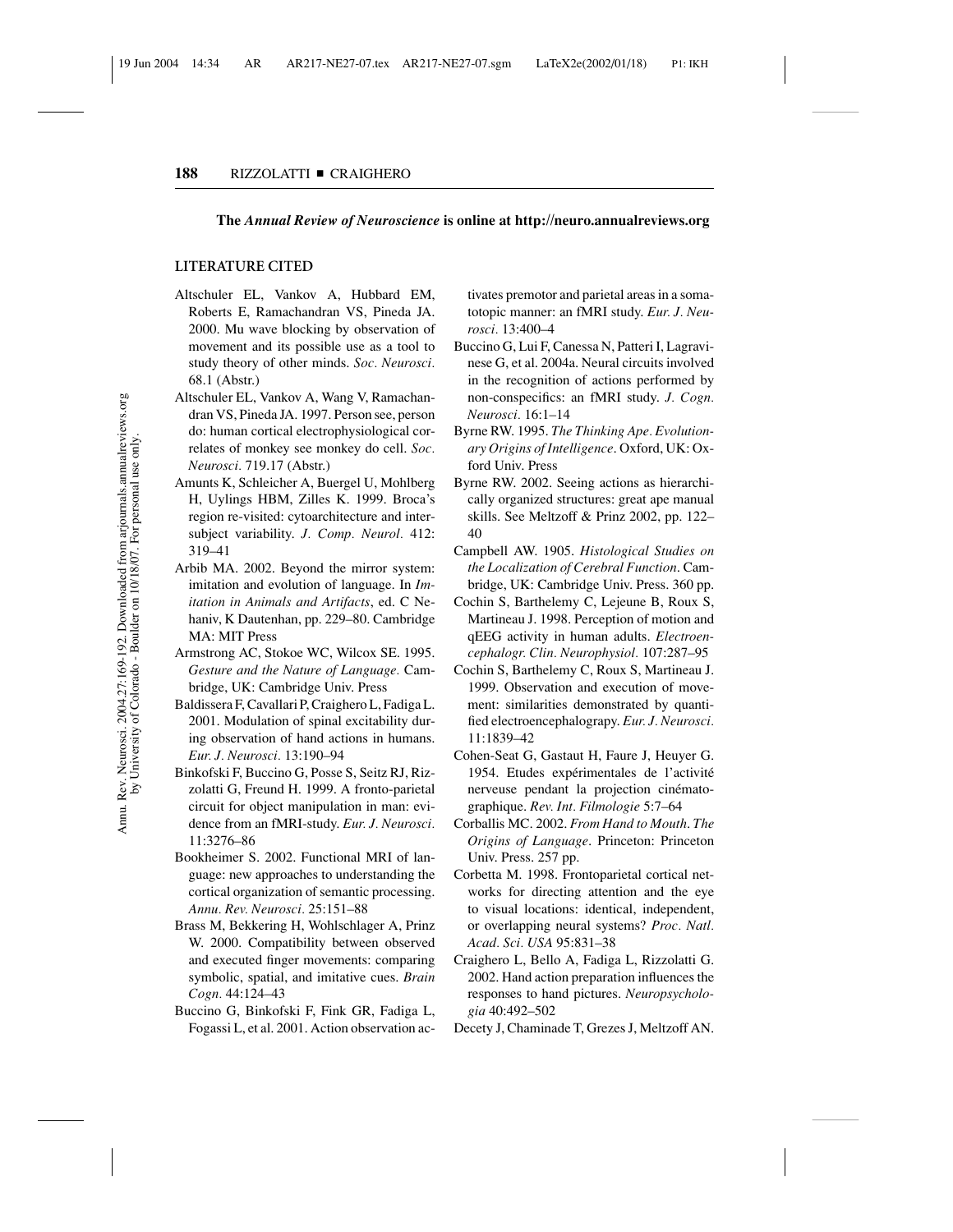**The *Annual Review of Neuroscience* is online at http://neuro.annualreviews.org**

## LITERATURE CITED

Altschuler EL, Vankov A, Hubbard EM, Roberts E, Ramachandran VS, Pineda JA. 2000. Mu wave blocking by observation of movement and its possible use as a tool to study theory of other minds. *Soc. Neurosci.* 68.1 (Abstr.)

Altschuler EL, Vankov A, Wang V, Ramachandran VS, Pineda JA. 1997. Person see, person do: human cortical electrophysiological correlates of monkey see monkey do cell. *Soc. Neurosci.* 719.17 (Abstr.)

Amunts K, Schleicher A, Buergel U, Mohlberg H, Uylings HBM, Zilles K. 1999. Broca's region re-visited: cytoarchitecture and intersubject variability. *J. Comp. Neurol.* 412: 319–41

Arbib MA. 2002. Beyond the mirror system: imitation and evolution of language. In *Imitation in Animals and Artifacts*, ed. C Nehaniv, K Dautenhan, pp. 229–80. Cambridge MA: MIT Press

Armstrong AC, Stokoe WC, Wilcox SE. 1995. *Gesture and the Nature of Language.* Cambridge, UK: Cambridge Univ. Press

Baldissera F, Cavallari P, Craighero L, Fadiga L. 2001. Modulation of spinal excitability during observation of hand actions in humans. *Eur. J. Neurosci.* 13:190–94

Binkofski F, Buccino G, Posse S, Seitz RJ, Rizzolatti G, Freund H. 1999. A fronto-parietal circuit for object manipulation in man: evidence from an fMRI-study. *Eur. J. Neurosci.* 11:3276–86

Bookheimer S. 2002. Functional MRI of language: new approaches to understanding the cortical organization of semantic processing. *Annu. Rev. Neurosci.* 25:151–88

Brass M, Bekkering H, Wohlschlager A, Prinz W. 2000. Compatibility between observed and executed finger movements: comparing symbolic, spatial, and imitative cues. *Brain Cogn.* 44:124–43

Buccino G, Binkofski F, Fink GR, Fadiga L, Fogassi L, et al. 2001. Action observation activates premotor and parietal areas in a somatotopic manner: an fMRI study. *Eur. J. Neurosci.* 13:400–4

Buccino G, Lui F, Canessa N, Patteri I, Lagravinese G, et al. 2004a. Neural circuits involved in the recognition of actions performed by non-conspecifics: an fMRI study. *J. Cogn. Neurosci.* 16:1–14

Byrne RW. 1995. *The Thinking Ape. Evolutionary Origins of Intelligence*. Oxford, UK: Oxford Univ. Press

Byrne RW. 2002. Seeing actions as hierarchically organized structures: great ape manual skills. See Meltzoff & Prinz 2002, pp. 122–40

Campbell AW. 1905. *Histological Studies on the Localization of Cerebral Function*. Cambridge, UK: Cambridge Univ. Press. 360 pp.

Cochin S, Barthelemy C, Lejeune B, Roux S, Martineau J. 1998. Perception of motion and qEEG activity in human adults. *Electroencephalogr. Clin. Neurophysiol.* 107:287–95

Cochin S, Barthelemy C, Roux S, Martineau J. 1999. Observation and execution of movement: similarities demonstrated by quantified electroencephalograpy. *Eur. J. Neurosci.* 11:1839–42

Cohen-Seat G, Gastaut H, Faure J, Heuyer G. 1954. Etudes expérimentales de l'activité nerveuse pendant la projection cinématographique. *Rev. Int. Filmologie* 5:7–64

Corballis MC. 2002. *From Hand to Mouth. The Origins of Language*. Princeton: Princeton Univ. Press. 257 pp.

Corbetta M. 1998. Frontoparietal cortical networks for directing attention and the eye to visual locations: identical, independent, or overlapping neural systems? *Proc. Natl. Acad. Sci. USA* 95:831–38

Craighero L, Bello A, Fadiga L, Rizzolatti G. 2002. Hand action preparation influences the responses to hand pictures. *Neuropsychologia* 40:492–502

Decety J, Chaminade T, Grezes J, Meltzoff AN.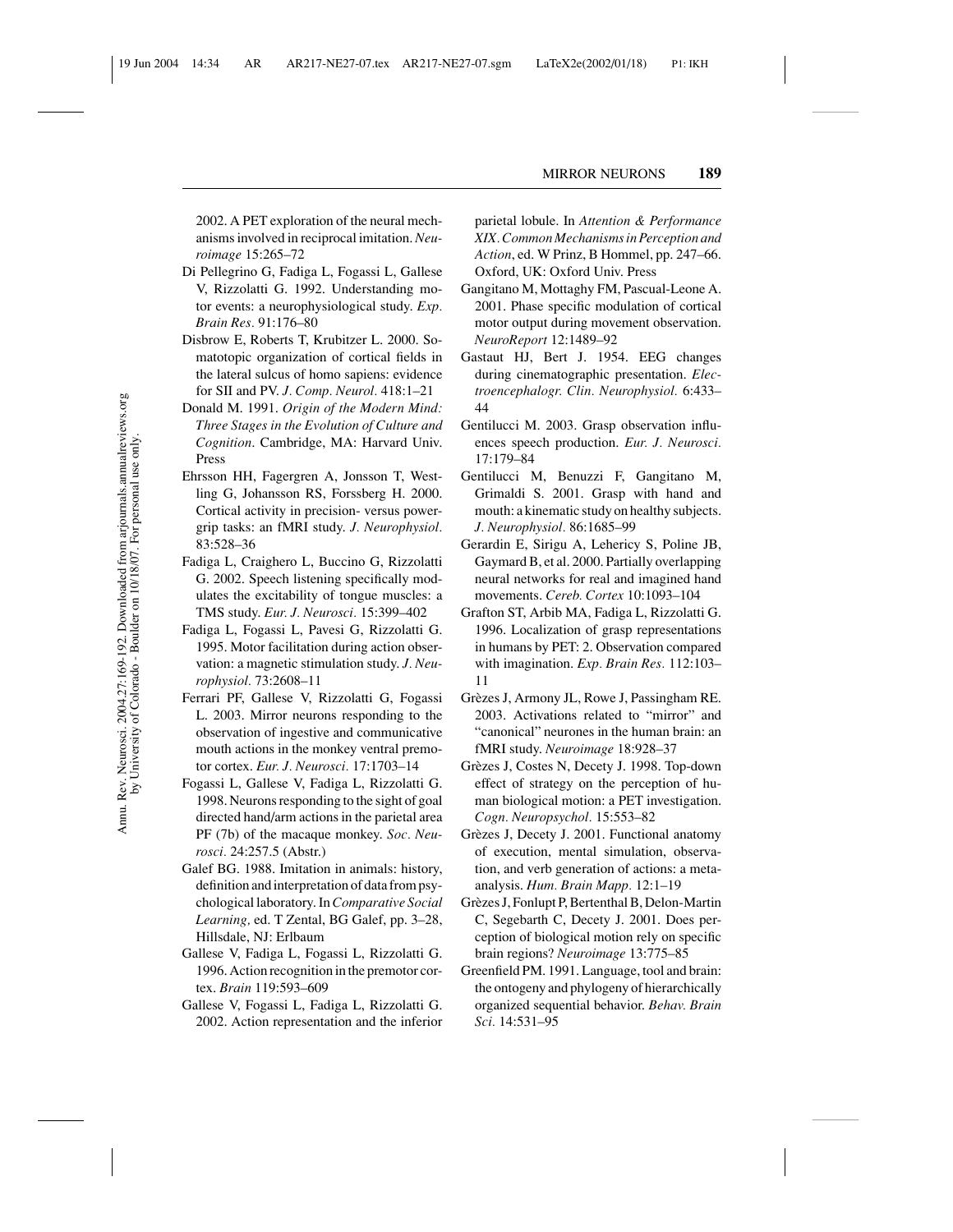2002. A PET exploration of the neural mechanisms involved in reciprocal imitation. *Neuroimage* 15:265–72

Di Pellegrino G, Fadiga L, Fogassi L, Gallese V, Rizzolatti G. 1992. Understanding motor events: a neurophysiological study. *Exp. Brain Res.* 91:176–80

Disbrow E, Roberts T, Krubitzer L. 2000. Somatotopic organization of cortical fields in the lateral sulcus of homo sapiens: evidence for SII and PV. *J. Comp. Neurol.* 418:1–21

Donald M. 1991. *Origin of the Modern Mind: Three Stages in the Evolution of Culture and Cognition*. Cambridge, MA: Harvard Univ. Press

Ehrsson HH, Fagergren A, Jonsson T, Westling G, Johansson RS, Forssberg H. 2000. Cortical activity in precision- versus power-grip tasks: an fMRI study. *J. Neurophysiol.* 83:528–36

Fadiga L, Craighero L, Buccino G, Rizzolatti G. 2002. Speech listening specifically modulates the excitability of tongue muscles: a TMS study. *Eur. J. Neurosci.* 15:399–402

Fadiga L, Fogassi L, Pavesi G, Rizzolatti G. 1995. Motor facilitation during action observation: a magnetic stimulation study. *J. Neurophysiol.* 73:2608–11

Ferrari PF, Gallese V, Rizzolatti G, Fogassi L. 2003. Mirror neurons responding to the observation of ingestive and communicative mouth actions in the monkey ventral premotor cortex. *Eur. J. Neurosci.* 17:1703–14

Fogassi L, Gallese V, Fadiga L, Rizzolatti G. 1998. Neurons responding to the sight of goal directed hand/arm actions in the parietal area PF (7b) of the macaque monkey. *Soc. Neurosci.* 24:257.5 (Abstr.)

Galef BG. 1988. Imitation in animals: history, definition and interpretation of data from psychological laboratory. In *Comparative Social Learning,* ed. T Zental, BG Galef, pp. 3–28, Hillsdale, NJ: Erlbaum

Gallese V, Fadiga L, Fogassi L, Rizzolatti G. 1996. Action recognition in the premotor cortex. *Brain* 119:593–609

Gallese V, Fogassi L, Fadiga L, Rizzolatti G. 2002. Action representation and the inferior parietal lobule. In *Attention & Performance XIX. Common Mechanisms in Perception and Action*, ed. W Prinz, B Hommel, pp. 247–66. Oxford, UK: Oxford Univ. Press

Gangitano M, Mottaghy FM, Pascual-Leone A. 2001. Phase specific modulation of cortical motor output during movement observation. *NeuroReport* 12:1489–92

Gastaut HJ, Bert J. 1954. EEG changes during cinematographic presentation. *Electroencephalogr. Clin. Neurophysiol.* 6:433–44

Gentilucci M. 2003. Grasp observation influences speech production. *Eur. J. Neurosci.* 17:179–84

Gentilucci M, Benuzzi F, Gangitano M, Grimaldi S. 2001. Grasp with hand and mouth: a kinematic study on healthy subjects. *J. Neurophysiol.* 86:1685–99

Gerardin E, Sirigu A, Lehericy S, Poline JB, Gaymard B, et al. 2000. Partially overlapping neural networks for real and imagined hand movements. *Cereb. Cortex* 10:1093–104

Grafton ST, Arbib MA, Fadiga L, Rizzolatti G. 1996. Localization of grasp representations in humans by PET: 2. Observation compared with imagination. *Exp. Brain Res.* 112:103–11

Grèzes J, Armony JL, Rowe J, Passingham RE. 2003. Activations related to "mirror" and "canonical" neurones in the human brain: an fMRI study. *Neuroimage* 18:928–37

Grèzes J, Costes N, Decety J. 1998. Top-down effect of strategy on the perception of human biological motion: a PET investigation. *Cogn. Neuropsychol.* 15:553–82

Grèzes J, Decety J. 2001. Functional anatomy of execution, mental simulation, observation, and verb generation of actions: a meta-analysis. *Hum. Brain Mapp.* 12:1–19

Grèzes J, Fonlupt P, Bertenthal B, Delon-Martin C, Segebarth C, Decety J. 2001. Does perception of biological motion rely on specific brain regions? *Neuroimage* 13:775–85

Greenfield PM. 1991. Language, tool and brain: the ontogeny and phylogeny of hierarchically organized sequential behavior. *Behav. Brain Sci.* 14:531–95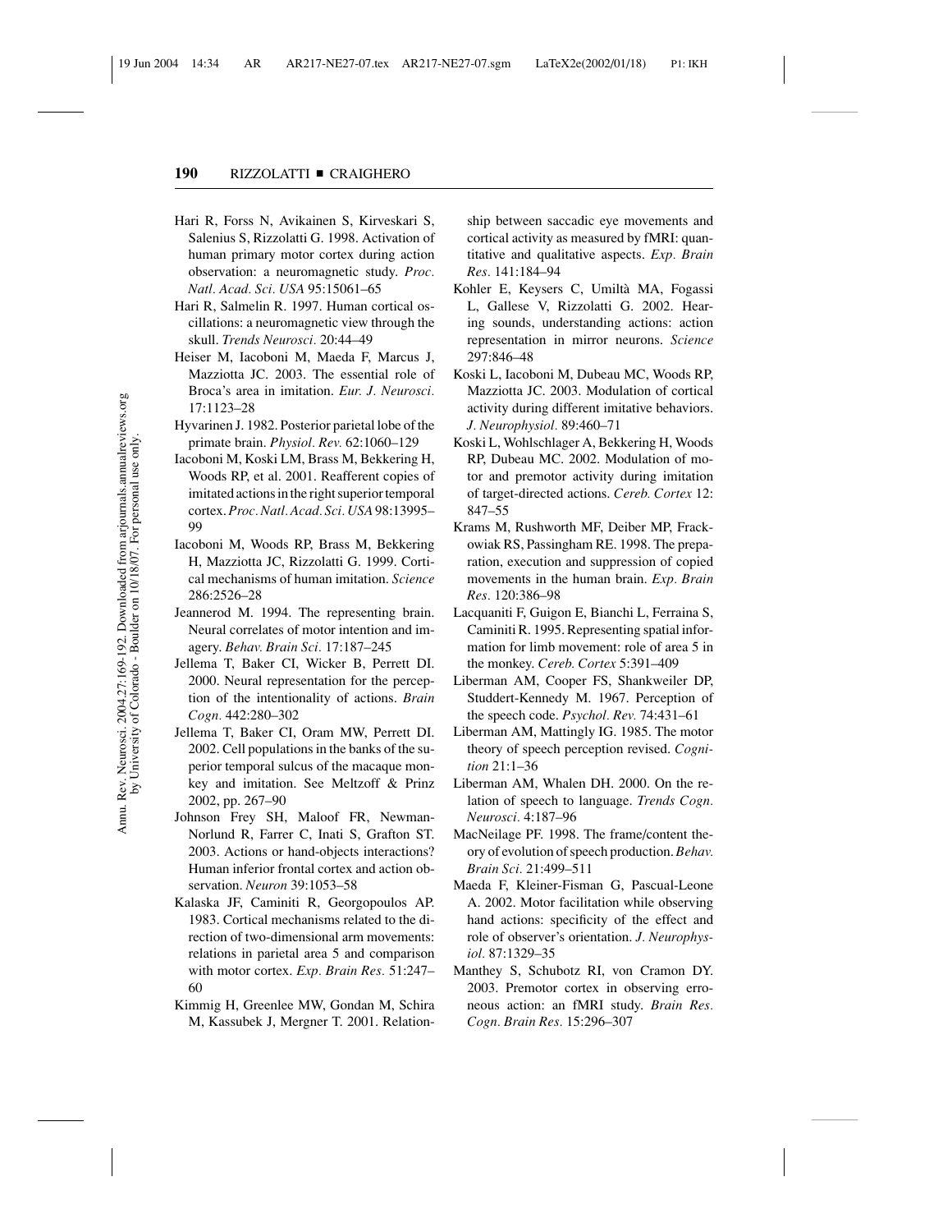Hari R, Forss N, Avikainen S, Kirveskari S, Salenius S, Rizzolatti G. 1998. Activation of human primary motor cortex during action observation: a neuromagnetic study. *Proc. Natl. Acad. Sci. USA* 95:15061–65

Hari R, Salmelin R. 1997. Human cortical oscillations: a neuromagnetic view through the skull. *Trends Neurosci.* 20:44–49

Heiser M, Iacoboni M, Maeda F, Marcus J, Mazziotta JC. 2003. The essential role of Broca's area in imitation. *Eur. J. Neurosci.* 17:1123–28

Hyvarinen J. 1982. Posterior parietal lobe of the primate brain. *Physiol. Rev.* 62:1060–129

Iacoboni M, Koski LM, Brass M, Bekkering H, Woods RP, et al. 2001. Reafferent copies of imitated actions in the right superior temporal cortex. *Proc. Natl. Acad. Sci. USA* 98:13995–99

Iacoboni M, Woods RP, Brass M, Bekkering H, Mazziotta JC, Rizzolatti G. 1999. Cortical mechanisms of human imitation. *Science* 286:2526–28

Jeannerod M. 1994. The representing brain. Neural correlates of motor intention and imagery. *Behav. Brain Sci.* 17:187–245

Jellema T, Baker CI, Wicker B, Perrett DI. 2000. Neural representation for the perception of the intentionality of actions. *Brain Cogn.* 442:280–302

Jellema T, Baker CI, Oram MW, Perrett DI. 2002. Cell populations in the banks of the superior temporal sulcus of the macaque monkey and imitation. See Meltzoff & Prinz 2002, pp. 267–90

Johnson Frey SH, Maloof FR, Newman-Norlund R, Farrer C, Inati S, Grafton ST. 2003. Actions or hand-objects interactions? Human inferior frontal cortex and action observation. *Neuron* 39:1053–58

Kalaska JF, Caminiti R, Georgopoulos AP. 1983. Cortical mechanisms related to the direction of two-dimensional arm movements: relations in parietal area 5 and comparison with motor cortex. *Exp. Brain Res.* 51:247–60

Kimmig H, Greenlee MW, Gondan M, Schira M, Kassubek J, Mergner T. 2001. Relationship between saccadic eye movements and cortical activity as measured by fMRI: quantitative and qualitative aspects. *Exp. Brain Res.* 141:184–94

Kohler E, Keysers C, Umiltà MA, Fogassi L, Gallese V, Rizzolatti G. 2002. Hearing sounds, understanding actions: action representation in mirror neurons. *Science* 297:846–48

Koski L, Iacoboni M, Dubeau MC, Woods RP, Mazziotta JC. 2003. Modulation of cortical activity during different imitative behaviors. *J. Neurophysiol.* 89:460–71

Koski L, Wohlschlager A, Bekkering H, Woods RP, Dubeau MC. 2002. Modulation of motor and premotor activity during imitation of target-directed actions. *Cereb. Cortex* 12: 847–55

Krams M, Rushworth MF, Deiber MP, Frackowiak RS, Passingham RE. 1998. The preparation, execution and suppression of copied movements in the human brain. *Exp. Brain Res.* 120:386–98

Lacquaniti F, Guigon E, Bianchi L, Ferraina S, Caminiti R. 1995. Representing spatial information for limb movement: role of area 5 in the monkey. *Cereb. Cortex* 5:391–409

Liberman AM, Cooper FS, Shankweiler DP, Studdert-Kennedy M. 1967. Perception of the speech code. *Psychol. Rev.* 74:431–61

Liberman AM, Mattingly IG. 1985. The motor theory of speech perception revised. *Cognition* 21:1–36

Liberman AM, Whalen DH. 2000. On the relation of speech to language. *Trends Cogn. Neurosci.* 4:187–96

MacNeilage PF. 1998. The frame/content theory of evolution of speech production. *Behav. Brain Sci.* 21:499–511

Maeda F, Kleiner-Fisman G, Pascual-Leone A. 2002. Motor facilitation while observing hand actions: specificity of the effect and role of observer's orientation. *J. Neurophysiol.* 87:1329–35

Manthey S, Schubotz RI, von Cramon DY. 2003. Premotor cortex in observing erroneous action: an fMRI study. *Brain Res. Cogn. Brain Res.* 15:296–307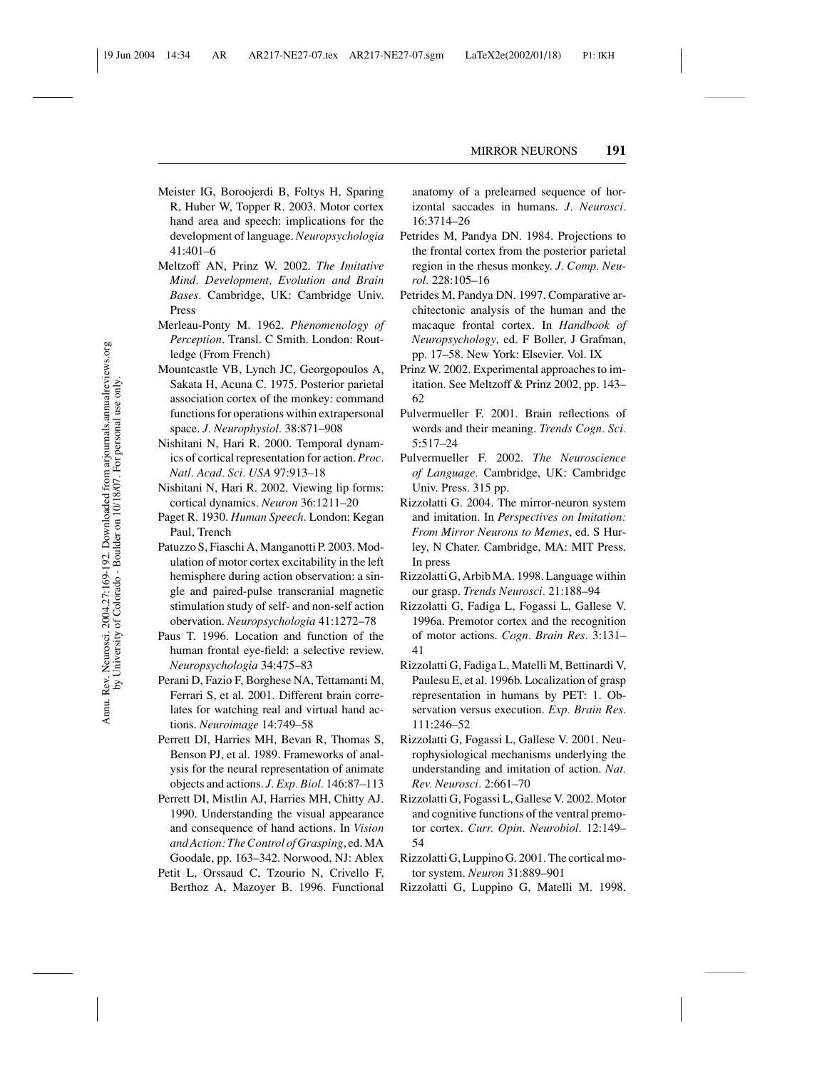Meister IG, Boroojerdi B, Foltys H, Sparing R, Huber W, Topper R. 2003. Motor cortex hand area and speech: implications for the development of language. *Neuropsychologia* 41:401–6

Meltzoff AN, Prinz W. 2002. *The Imitative Mind. Development, Evolution and Brain Bases.* Cambridge, UK: Cambridge Univ. Press

Merleau-Ponty M. 1962. *Phenomenology of Perception*. Transl. C Smith. London: Routledge (From French)

Mountcastle VB, Lynch JC, Georgopoulos A, Sakata H, Acuna C. 1975. Posterior parietal association cortex of the monkey: command functions for operations within extrapersonal space. *J. Neurophysiol.* 38:871–908

Nishitani N, Hari R. 2000. Temporal dynamics of cortical representation for action. *Proc. Natl. Acad. Sci. USA* 97:913–18

Nishitani N, Hari R. 2002. Viewing lip forms: cortical dynamics. *Neuron* 36:1211–20

Paget R. 1930. *Human Speech*. London: Kegan Paul, Trench

Patuzzo S, Fiaschi A, Manganotti P. 2003. Modulation of motor cortex excitability in the left hemisphere during action observation: a single and paired-pulse transcranial magnetic stimulation study of self- and non-self action observation. *Neuropsychologia* 41:1272–78

Paus T. 1996. Location and function of the human frontal eye-field: a selective review. *Neuropsychologia* 34:475–83

Perani D, Fazio F, Borghese NA, Tettamanti M, Ferrari S, et al. 2001. Different brain correlates for watching real and virtual hand actions. *Neuroimage* 14:749–58

Perrett DI, Harries MH, Bevan R, Thomas S, Benson PJ, et al. 1989. Frameworks of analysis for the neural representation of animate objects and actions. *J. Exp. Biol.* 146:87–113

Perrett DI, Mistlin AJ, Harries MH, Chitty AJ. 1990. Understanding the visual appearance and consequence of hand actions. In *Vision and Action: The Control of Grasping*, ed. MA Goodale, pp. 163–342. Norwood, NJ: Ablex

Petit L, Orssaud C, Tzourio N, Crivello F, Berthoz A, Mazoyer B. 1996. Functional anatomy of a prelearned sequence of horizontal saccades in humans. *J. Neurosci.* 16:3714–26

Petrides M, Pandya DN. 1984. Projections to the frontal cortex from the posterior parietal region in the rhesus monkey. *J. Comp. Neurol.* 228:105–16

Petrides M, Pandya DN. 1997. Comparative architectonic analysis of the human and the macaque frontal cortex. In *Handbook of Neuropsychology*, ed. F Boller, J Grafman, pp. 17–58. New York: Elsevier. Vol. IX

Prinz W. 2002. Experimental approaches to imitation. See Meltzoff & Prinz 2002, pp. 143–62

Pulvermueller F. 2001. Brain reflections of words and their meaning. *Trends Cogn. Sci.* 5:517–24

Pulvermueller F. 2002. *The Neuroscience of Language.* Cambridge, UK: Cambridge Univ. Press. 315 pp.

Rizzolatti G. 2004. The mirror-neuron system and imitation. In *Perspectives on Imitation: From Mirror Neurons to Memes*, ed. S Hurley, N Chater. Cambridge, MA: MIT Press. In press

Rizzolatti G, Arbib MA. 1998. Language within our grasp. *Trends Neurosci.* 21:188–94

Rizzolatti G, Fadiga L, Fogassi L, Gallese V. 1996a. Premotor cortex and the recognition of motor actions. *Cogn. Brain Res.* 3:131–41

Rizzolatti G, Fadiga L, Matelli M, Bettinardi V, Paulesu E, et al. 1996b. Localization of grasp representation in humans by PET: 1. Observation versus execution. *Exp. Brain Res.* 111:246–52

Rizzolatti G, Fogassi L, Gallese V. 2001. Neurophysiological mechanisms underlying the understanding and imitation of action. *Nat. Rev. Neurosci.* 2:661–70

Rizzolatti G, Fogassi L, Gallese V. 2002. Motor and cognitive functions of the ventral premotor cortex. *Curr. Opin. Neurobiol.* 12:149–54

Rizzolatti G, Luppino G. 2001. The cortical motor system. *Neuron* 31:889–901

Rizzolatti G, Luppino G, Matelli M. 1998.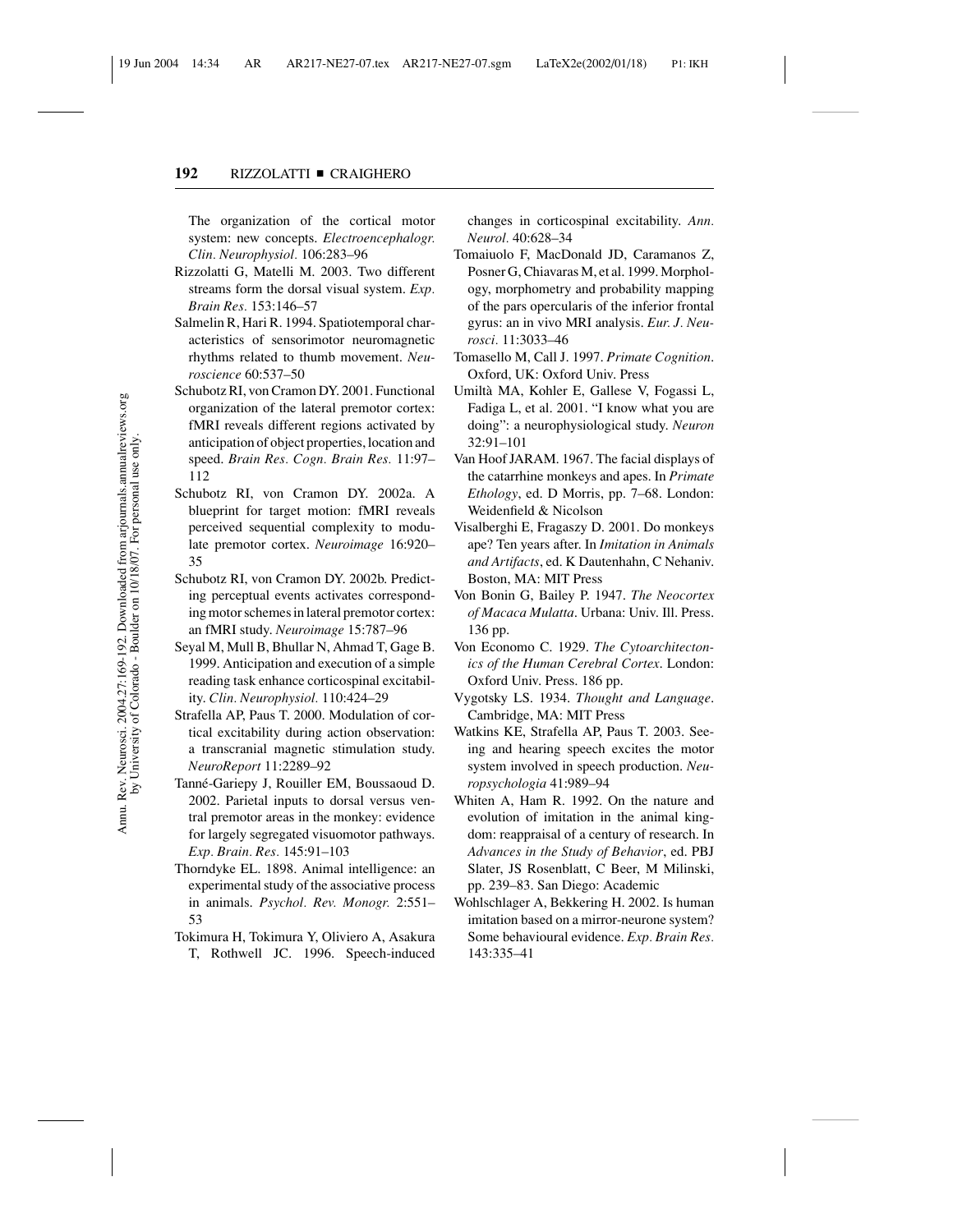The organization of the cortical motor system: new concepts. *Electroencephalogr. Clin. Neurophysiol.* 106:283–96

Rizzolatti G, Matelli M. 2003. Two different streams form the dorsal visual system. *Exp. Brain Res.* 153:146–57

Salmelin R, Hari R. 1994. Spatiotemporal characteristics of sensorimotor neuromagnetic rhythms related to thumb movement. *Neuroscience* 60:537–50

Schubotz RI, von Cramon DY. 2001. Functional organization of the lateral premotor cortex: fMRI reveals different regions activated by anticipation of object properties, location and speed. *Brain Res. Cogn. Brain Res.* 11:97–112

Schubotz RI, von Cramon DY. 2002a. A blueprint for target motion: fMRI reveals perceived sequential complexity to modulate premotor cortex. *Neuroimage* 16:920–35

Schubotz RI, von Cramon DY. 2002b. Predicting perceptual events activates corresponding motor schemes in lateral premotor cortex: an fMRI study. *Neuroimage* 15:787–96

Seyal M, Mull B, Bhullar N, Ahmad T, Gage B. 1999. Anticipation and execution of a simple reading task enhance corticospinal excitability. *Clin. Neurophysiol.* 110:424–29

Strafella AP, Paus T. 2000. Modulation of cortical excitability during action observation: a transcranial magnetic stimulation study. *NeuroReport* 11:2289–92

Tanné-Gariepy J, Rouiller EM, Boussaoud D. 2002. Parietal inputs to dorsal versus ventral premotor areas in the monkey: evidence for largely segregated visuomotor pathways. *Exp. Brain. Res.* 145:91–103

Thorndyke EL. 1898. Animal intelligence: an experimental study of the associative process in animals. *Psychol. Rev. Monogr.* 2:551–53

Tokimura H, Tokimura Y, Oliviero A, Asakura T, Rothwell JC. 1996. Speech-induced changes in corticospinal excitability. *Ann. Neurol.* 40:628–34

Tomaiuolo F, MacDonald JD, Caramanos Z, Posner G, Chiavaras M, et al. 1999. Morphology, morphometry and probability mapping of the pars opercularis of the inferior frontal gyrus: an in vivo MRI analysis. *Eur. J. Neurosci.* 11:3033–46

Tomasello M, Call J. 1997. *Primate Cognition*. Oxford, UK: Oxford Univ. Press

Umiltà MA, Kohler E, Gallese V, Fogassi L, Fadiga L, et al. 2001. "I know what you are doing": a neurophysiological study. *Neuron* 32:91–101

Van Hoof JARAM. 1967. The facial displays of the catarrhine monkeys and apes. In *Primate Ethology*, ed. D Morris, pp. 7–68. London: Weidenfield & Nicolson

Visalberghi E, Fragaszy D. 2001. Do monkeys ape? Ten years after. In *Imitation in Animals and Artifacts*, ed. K Dautenhahn, C Nehaniv. Boston, MA: MIT Press

Von Bonin G, Bailey P. 1947. *The Neocortex of Macaca Mulatta*. Urbana: Univ. Ill. Press. 136 pp.

Von Economo C. 1929. *The Cytoarchitectonics of the Human Cerebral Cortex*. London: Oxford Univ. Press. 186 pp.

Vygotsky LS. 1934. *Thought and Language*. Cambridge, MA: MIT Press

Watkins KE, Strafella AP, Paus T. 2003. Seeing and hearing speech excites the motor system involved in speech production. *Neuropsychologia* 41:989–94

Whiten A, Ham R. 1992. On the nature and evolution of imitation in the animal kingdom: reappraisal of a century of research. In *Advances in the Study of Behavior*, ed. PBJ Slater, JS Rosenblatt, C Beer, M Milinski, pp. 239–83. San Diego: Academic

Wohlschlager A, Bekkering H. 2002. Is human imitation based on a mirror-neurone system? Some behavioural evidence. *Exp. Brain Res.* 143:335–41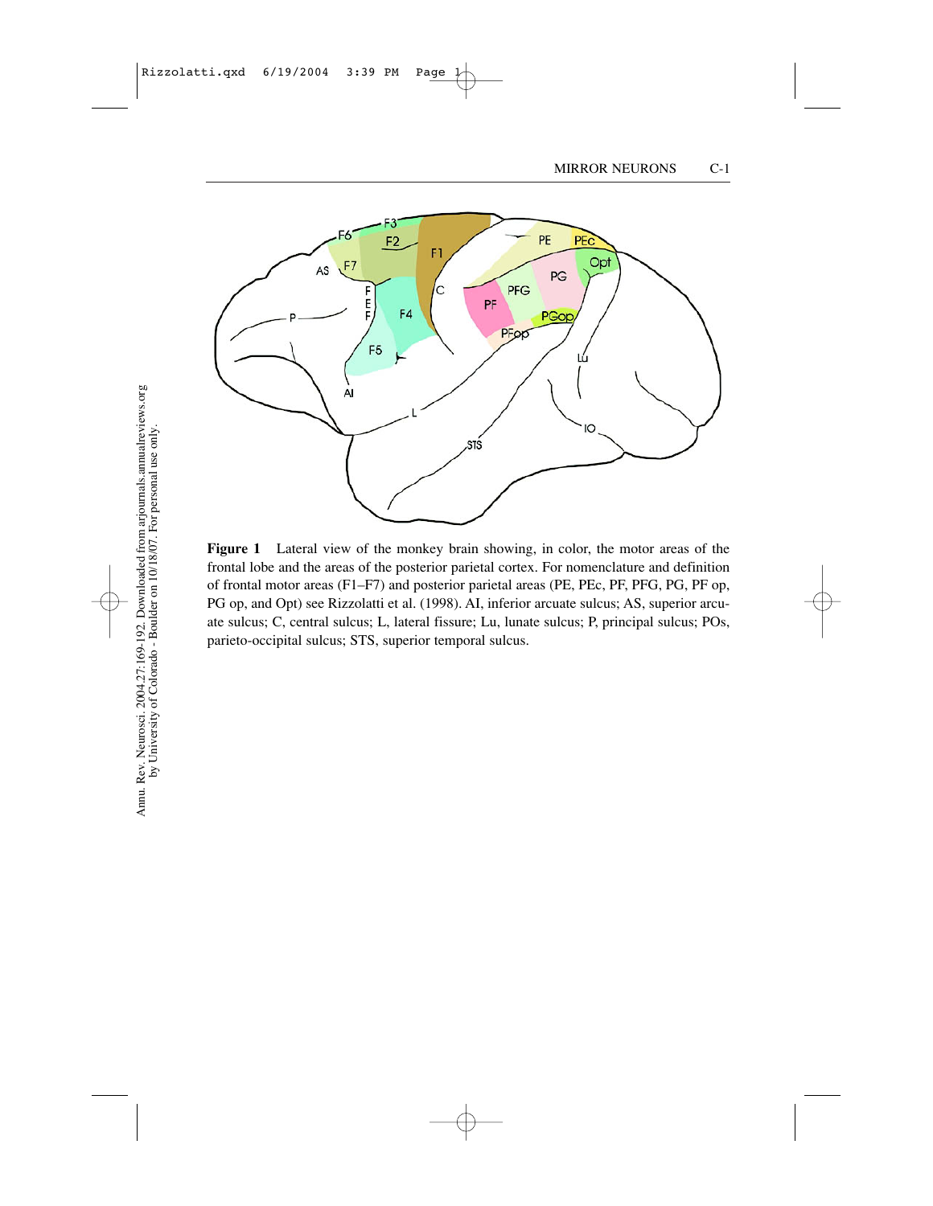**Figure 1** Lateral view of the monkey brain showing, in color, the motor areas of the frontal lobe and the areas of the posterior parietal cortex. For nomenclature and definition of frontal motor areas (F1–F7) and posterior parietal areas (PE, PEc, PF, PFG, PG, PF op, PG op, and Opt) see Rizzolatti et al. (1998). AI, inferior arcuate sulcus; AS, superior arcuate sulcus; C, central sulcus; L, lateral fissure; Lu, lunate sulcus; P, principal sulcus; POs, parieto-occipital sulcus; STS, superior temporal sulcus.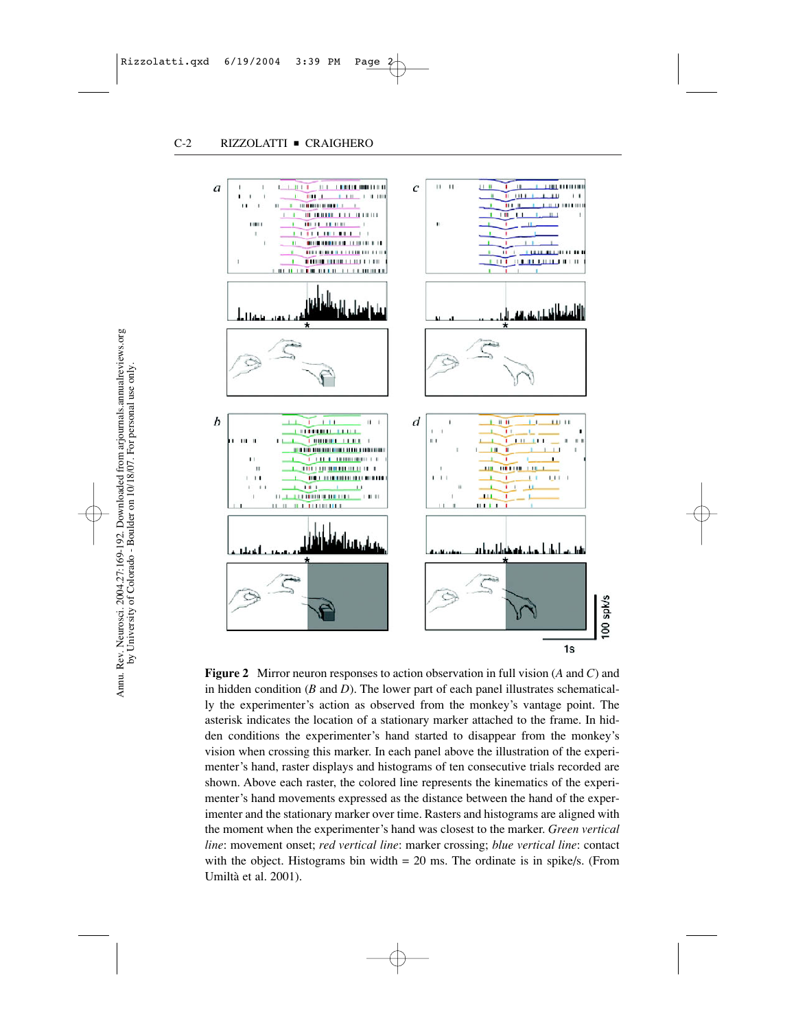**Figure 2** Mirror neuron responses to action observation in full vision (*A* and *C*) and in hidden condition (*B* and *D*). The lower part of each panel illustrates schematically the experimenter's action as observed from the monkey's vantage point. The asterisk indicates the location of a stationary marker attached to the frame. In hidden conditions the experimenter's hand started to disappear from the monkey's vision when crossing this marker. In each panel above the illustration of the experimenter's hand, raster displays and histograms of ten consecutive trials recorded are shown. Above each raster, the colored line represents the kinematics of the experimenter's hand movements expressed as the distance between the hand of the experimenter and the stationary marker over time. Rasters and histograms are aligned with the moment when the experimenter's hand was closest to the marker. *Green vertical line*: movement onset; *red vertical line*: marker crossing; *blue vertical line*: contact with the object. Histograms bin width = 20 ms. The ordinate is in spike/s. (From Umiltà et al. 2001).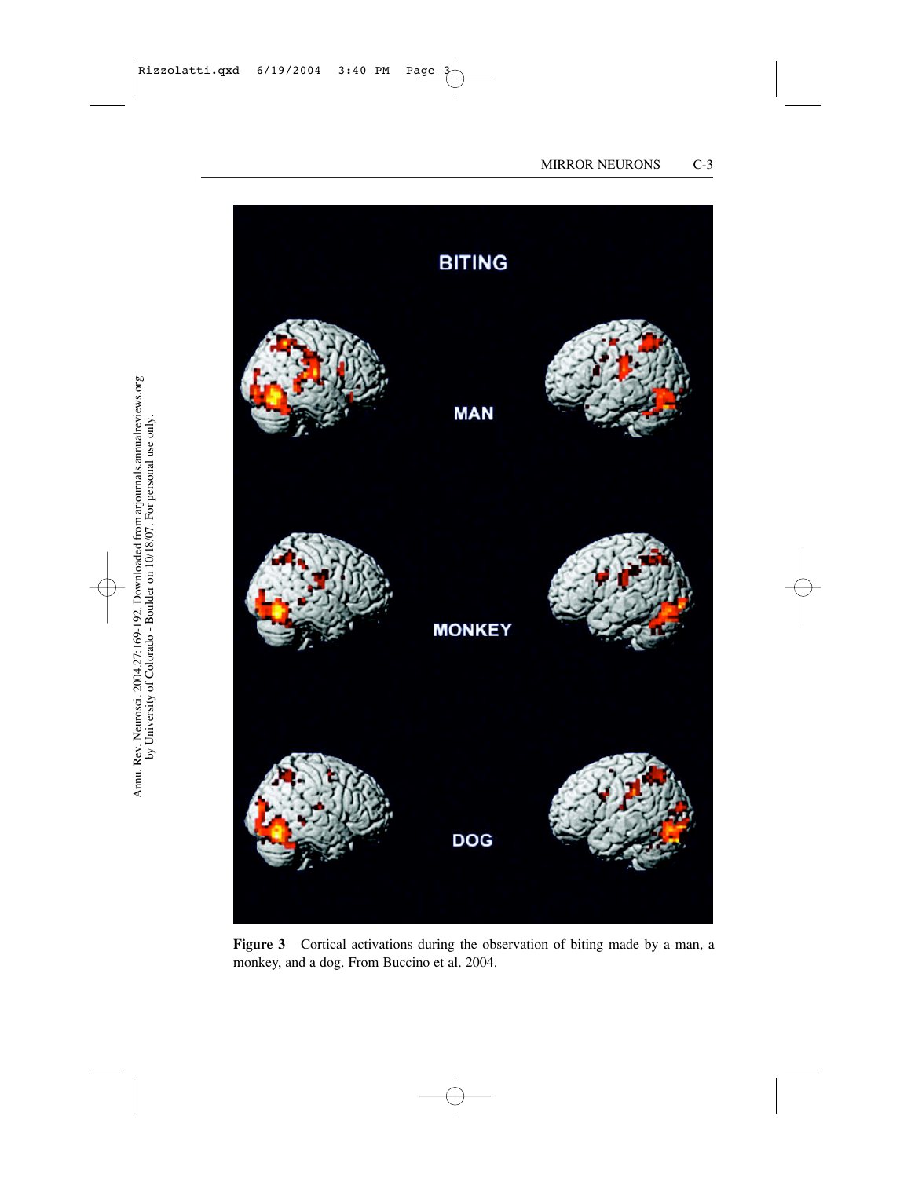**Figure 3** Cortical activations during the observation of biting made by a man, a monkey, and a dog. From Buccino et al. 2004.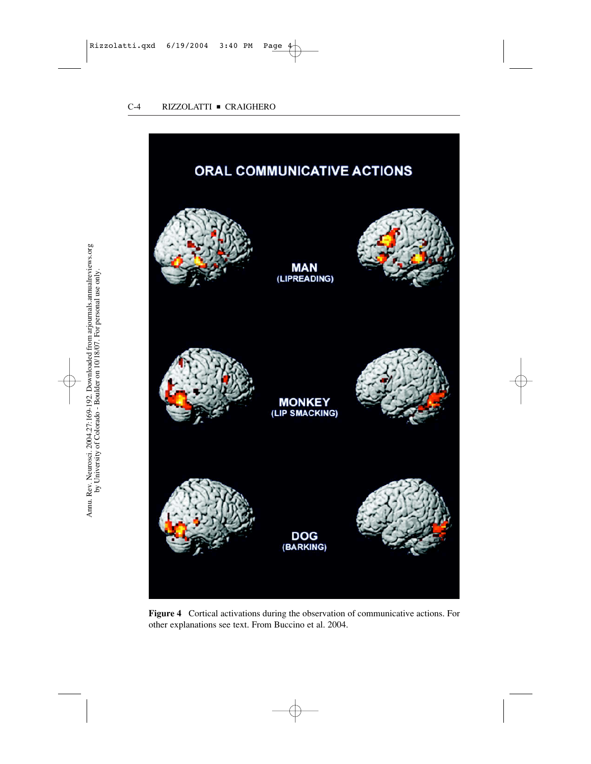ORAL COMMUNICATIVE ACTIONS

MAN (LIPREADING)

MONKEY (LIP SMACKING)

DOG (BARKING)

**Figure 4** Cortical activations during the observation of communicative actions. For other explanations see text. From Buccino et al. 2004.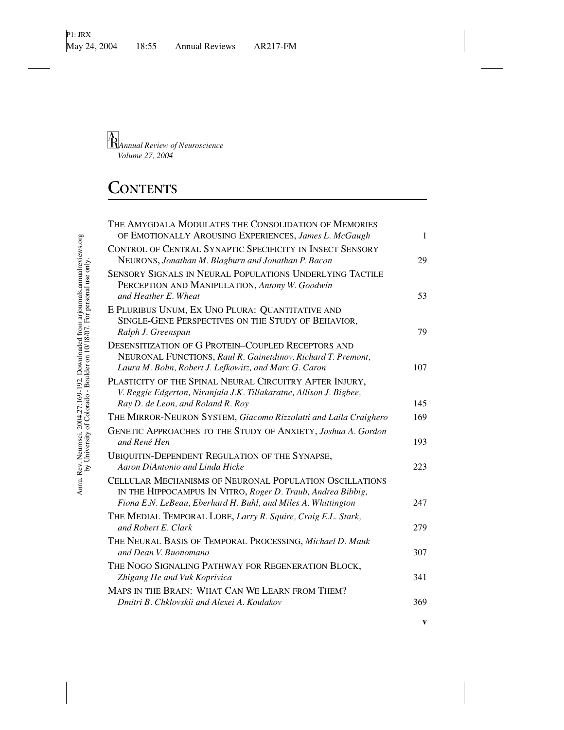*Annual Review of Neuroscience*
*Volume 27, 2004*

# CONTENTS

| | |
|---|---|
| THE AMYGDALA MODULATES THE CONSOLIDATION OF MEMORIES OF EMOTIONALLY AROUSING EXPERIENCES, *James L. McGaugh* | 1 |
| CONTROL OF CENTRAL SYNAPTIC SPECIFICITY IN INSECT SENSORY NEURONS, *Jonathan M. Blagburn and Jonathan P. Bacon* | 29 |
| SENSORY SIGNALS IN NEURAL POPULATIONS UNDERLYING TACTILE PERCEPTION AND MANIPULATION, *Antony W. Goodwin and Heather E. Wheat* | 53 |
| E PLURIBUS UNUM, EX UNO PLURA: QUANTITATIVE AND SINGLE-GENE PERSPECTIVES ON THE STUDY OF BEHAVIOR, *Ralph J. Greenspan* | 79 |
| DESENSITIZATION OF G PROTEIN–COUPLED RECEPTORS AND NEURONAL FUNCTIONS, *Raul R. Gainetdinov, Richard T. Premont, Laura M. Bohn, Robert J. Lefkowitz, and Marc G. Caron* | 107 |
| PLASTICITY OF THE SPINAL NEURAL CIRCUITRY AFTER INJURY, *V. Reggie Edgerton, Niranjala J.K. Tillakaratne, Allison J. Bigbee, Ray D. de Leon, and Roland R. Roy* | 145 |
| THE MIRROR-NEURON SYSTEM, *Giacomo Rizzolatti and Laila Craighero* | 169 |
| GENETIC APPROACHES TO THE STUDY OF ANXIETY, *Joshua A. Gordon and René Hen* | 193 |
| UBIQUITIN-DEPENDENT REGULATION OF THE SYNAPSE, *Aaron DiAntonio and Linda Hicke* | 223 |
| CELLULAR MECHANISMS OF NEURONAL POPULATION OSCILLATIONS IN THE HIPPOCAMPUS IN VITRO, *Roger D. Traub, Andrea Bibbig, Fiona E.N. LeBeau, Eberhard H. Buhl, and Miles A. Whittington* | 247 |
| THE MEDIAL TEMPORAL LOBE, *Larry R. Squire, Craig E.L. Stark, and Robert E. Clark* | 279 |
| THE NEURAL BASIS OF TEMPORAL PROCESSING, *Michael D. Mauk and Dean V. Buonomano* | 307 |
| THE NOGO SIGNALING PATHWAY FOR REGENERATION BLOCK, *Zhigang He and Vuk Koprivica* | 341 |
| MAPS IN THE BRAIN: WHAT CAN WE LEARN FROM THEM? *Dmitri B. Chklovskii and Alexei A. Koulakov* | 369 |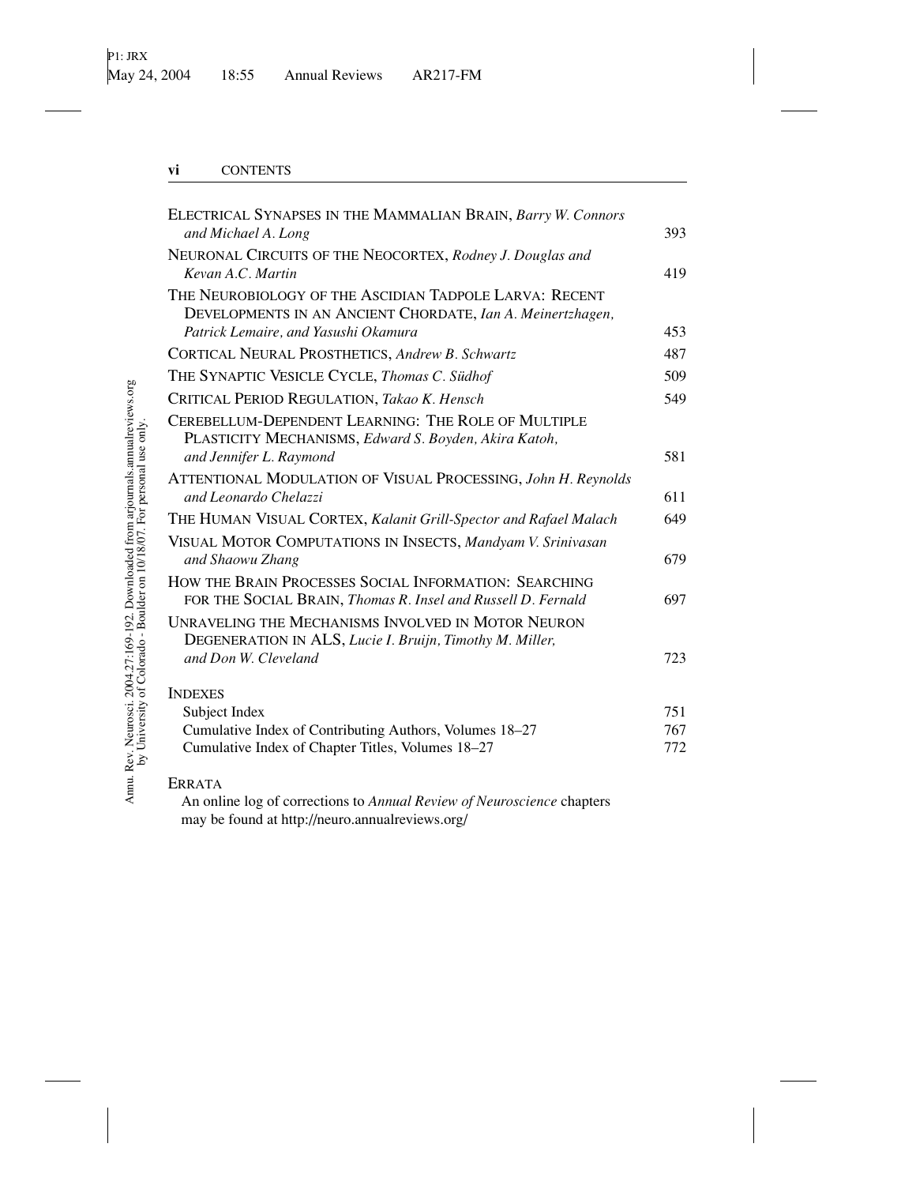Electrical Synapses in the Mammalian Brain, *Barry W. Connors and Michael A. Long* 393

Neuronal Circuits of the Neocortex, *Rodney J. Douglas and Kevan A.C. Martin* 419

The Neurobiology of the Ascidian Tadpole Larva: Recent Developments in an Ancient Chordate, *Ian A. Meinertzhagen, Patrick Lemaire, and Yasushi Okamura* 453

Cortical Neural Prosthetics, *Andrew B. Schwartz* 487

The Synaptic Vesicle Cycle, *Thomas C. Südhof* 509

Critical Period Regulation, *Takao K. Hensch* 549

Cerebellum-Dependent Learning: The Role of Multiple Plasticity Mechanisms, *Edward S. Boyden, Akira Katoh, and Jennifer L. Raymond* 581

Attentional Modulation of Visual Processing, *John H. Reynolds and Leonardo Chelazzi* 611

The Human Visual Cortex, *Kalanit Grill-Spector and Rafael Malach* 649

Visual Motor Computations in Insects, *Mandyam V. Srinivasan and Shaowu Zhang* 679

How the Brain Processes Social Information: Searching for the Social Brain, *Thomas R. Insel and Russell D. Fernald* 697

Unraveling the Mechanisms Involved in Motor Neuron Degeneration in ALS, *Lucie I. Bruijn, Timothy M. Miller, and Don W. Cleveland* 723

## Indexes

Subject Index 751

Cumulative Index of Contributing Authors, Volumes 18–27 767

Cumulative Index of Chapter Titles, Volumes 18–27 772

## Errata

An online log of corrections to *Annual Review of Neuroscience* chapters may be found at http://neuro.annualreviews.org/